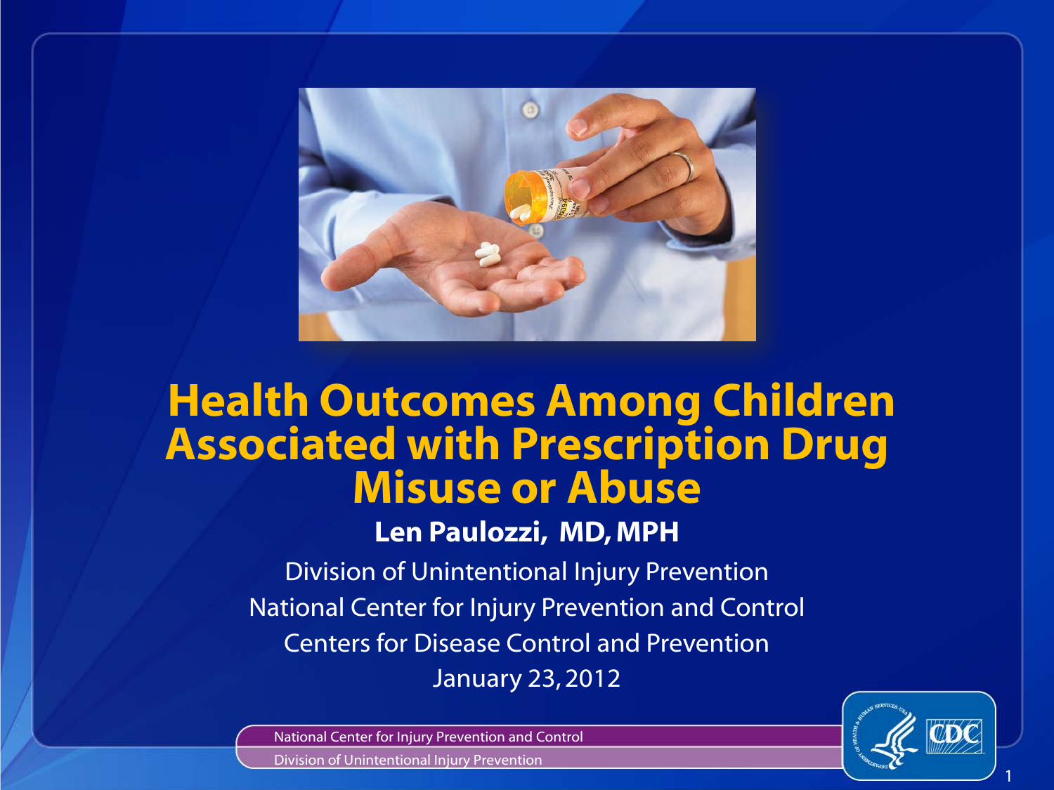# Health Outcomes Among Children Associated with Prescription Drug Misuse or Abuse

**Len Paulozzi, MD, MPH**

Division of Unintentional Injury Prevention

National Center for Injury Prevention and Control

Centers for Disease Control and Prevention

January 23, 2012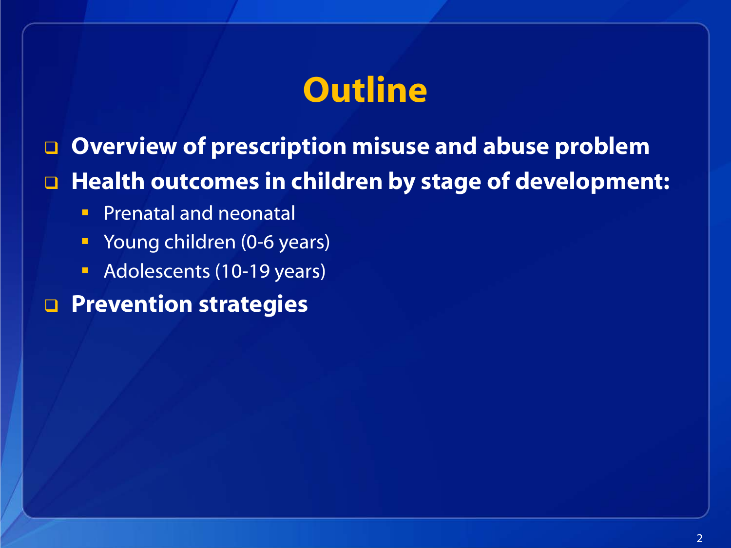# Outline

- **Overview of prescription misuse and abuse problem**
- **Health outcomes in children by stage of development:**
  - Prenatal and neonatal
  - Young children (0-6 years)
  - Adolescents (10-19 years)
- **Prevention strategies**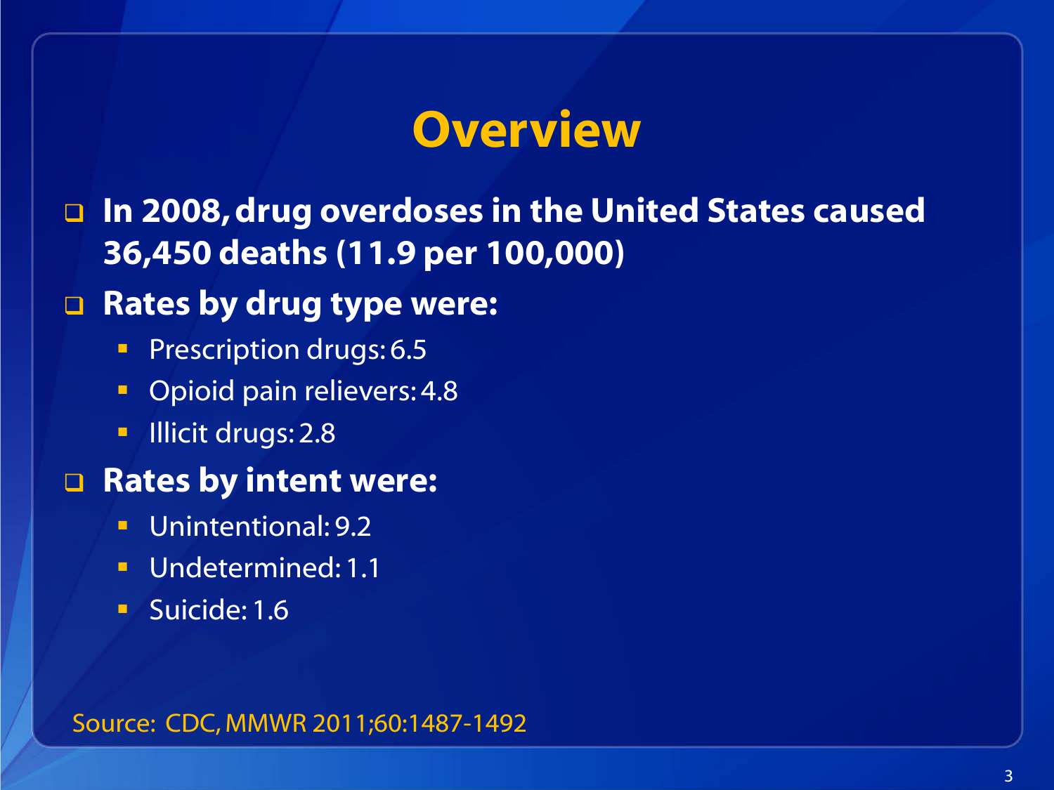# Overview

- **In 2008, drug overdoses in the United States caused 36,450 deaths (11.9 per 100,000)**
- **Rates by drug type were:**
  - Prescription drugs: 6.5
  - Opioid pain relievers: 4.8
  - Illicit drugs: 2.8
- **Rates by intent were:**
  - Unintentional: 9.2
  - Undetermined: 1.1
  - Suicide: 1.6

Source: CDC, MMWR 2011;60:1487-1492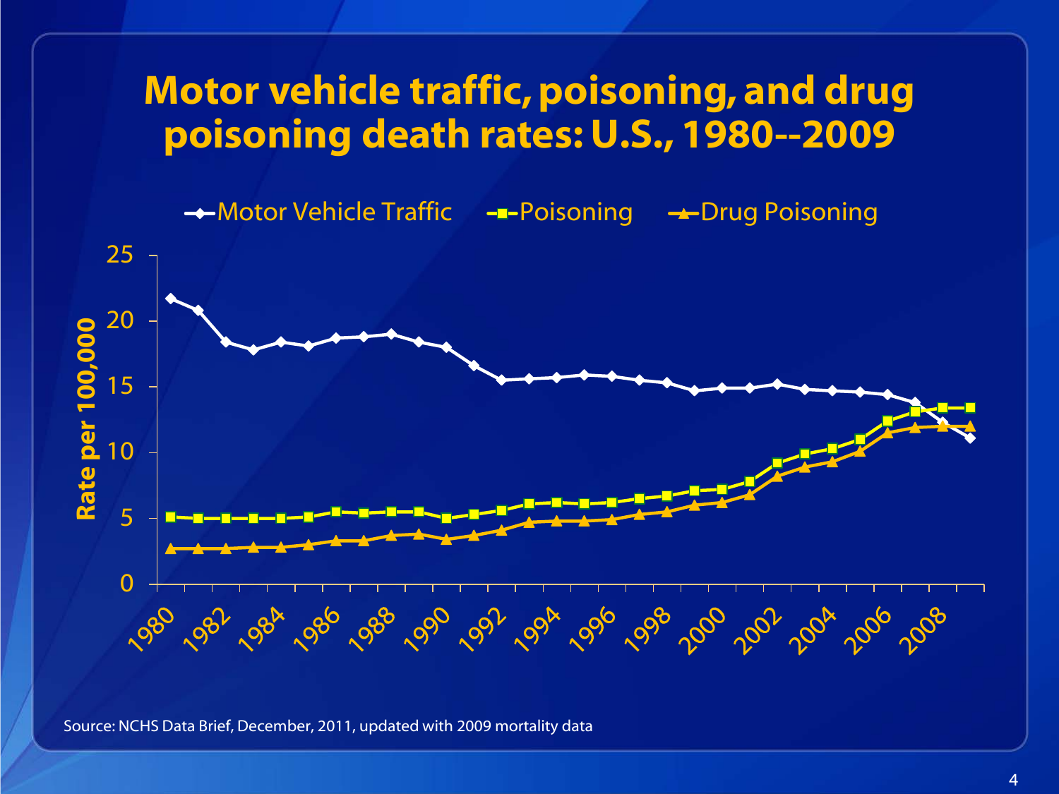# Motor vehicle traffic, poisoning, and drug poisoning death rates: U.S., 1980--2009

Source: NCHS Data Brief, December, 2011, updated with 2009 mortality data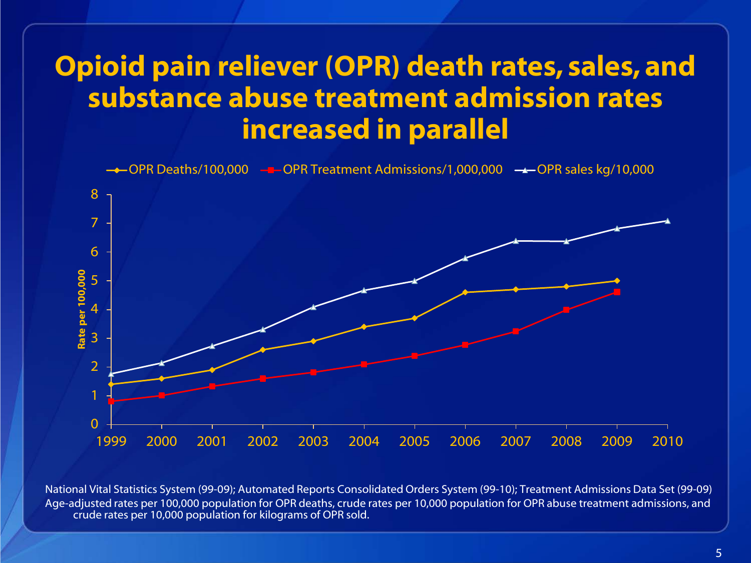# Opioid pain reliever (OPR) death rates, sales, and substance abuse treatment admission rates increased in parallel

| Year | OPR Deaths/100,000 | OPR Treatment Admissions/1,000,000 | OPR sales kg/10,000 |
|---|---|---|---|
| 1999 | 1.4 | 0.8 | 1.8 |
| 2000 | 1.6 | 1.0 | 2.1 |
| 2001 | 1.9 | 1.3 | 2.7 |
| 2002 | 2.6 | 1.6 | 3.3 |
| 2003 | 2.9 | 1.8 | 4.1 |
| 2004 | 3.4 | 2.1 | 4.7 |
| 2005 | 3.7 | 2.4 | 5.0 |
| 2006 | 4.6 | 2.8 | 5.8 |
| 2007 | 4.7 | 3.2 | 6.4 |
| 2008 | 4.8 | 4.0 | 6.4 |
| 2009 | 5.0 | 4.6 | 6.8 |
| 2010 | | | 7.1 |

Rate per 100,000

National Vital Statistics System (99-09); Automated Reports Consolidated Orders System (99-10); Treatment Admissions Data Set (99-09)
Age-adjusted rates per 100,000 population for OPR deaths, crude rates per 10,000 population for OPR abuse treatment admissions, and crude rates per 10,000 population for kilograms of OPR sold.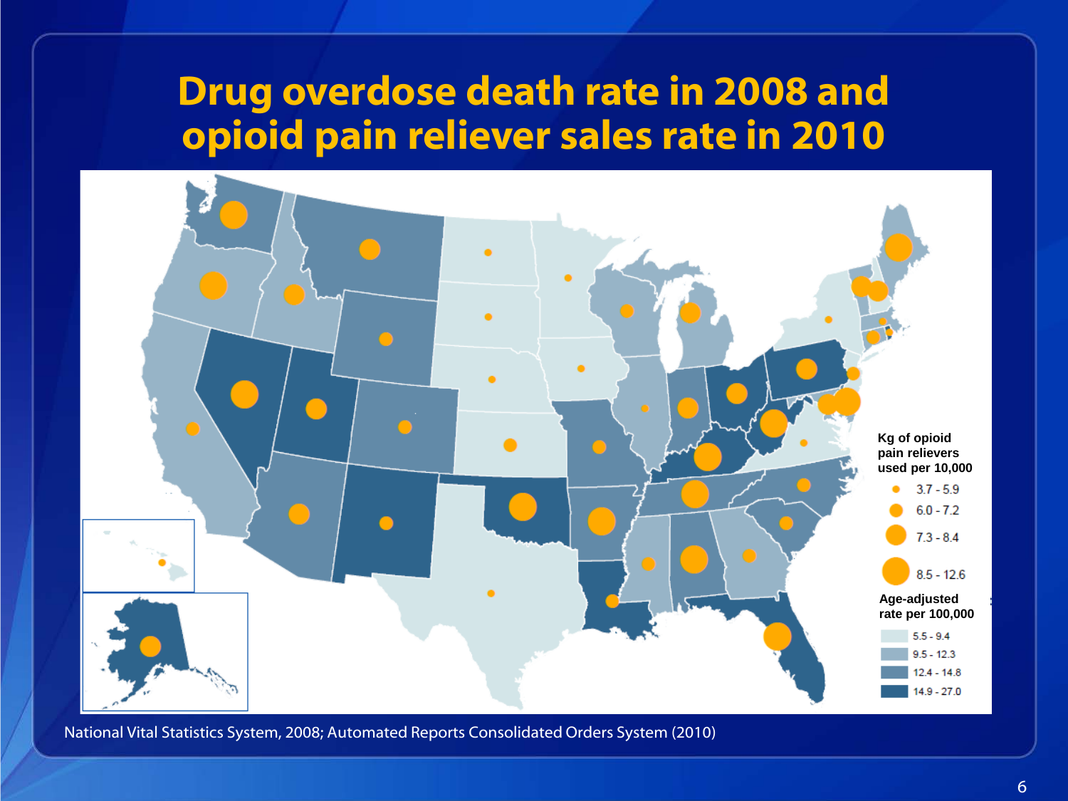# Drug overdose death rate in 2008 and opioid pain reliever sales rate in 2010

**Kg of opioid pain relievers used per 10,000**

- 3.7 - 5.9
- 6.0 - 7.2
- 7.3 - 8.4
- 8.5 - 12.6

**Age-adjusted rate per 100,000**

- 5.5 - 9.4
- 9.5 - 12.3
- 12.4 - 14.8
- 14.9 - 27.0

National Vital Statistics System, 2008; Automated Reports Consolidated Orders System (2010)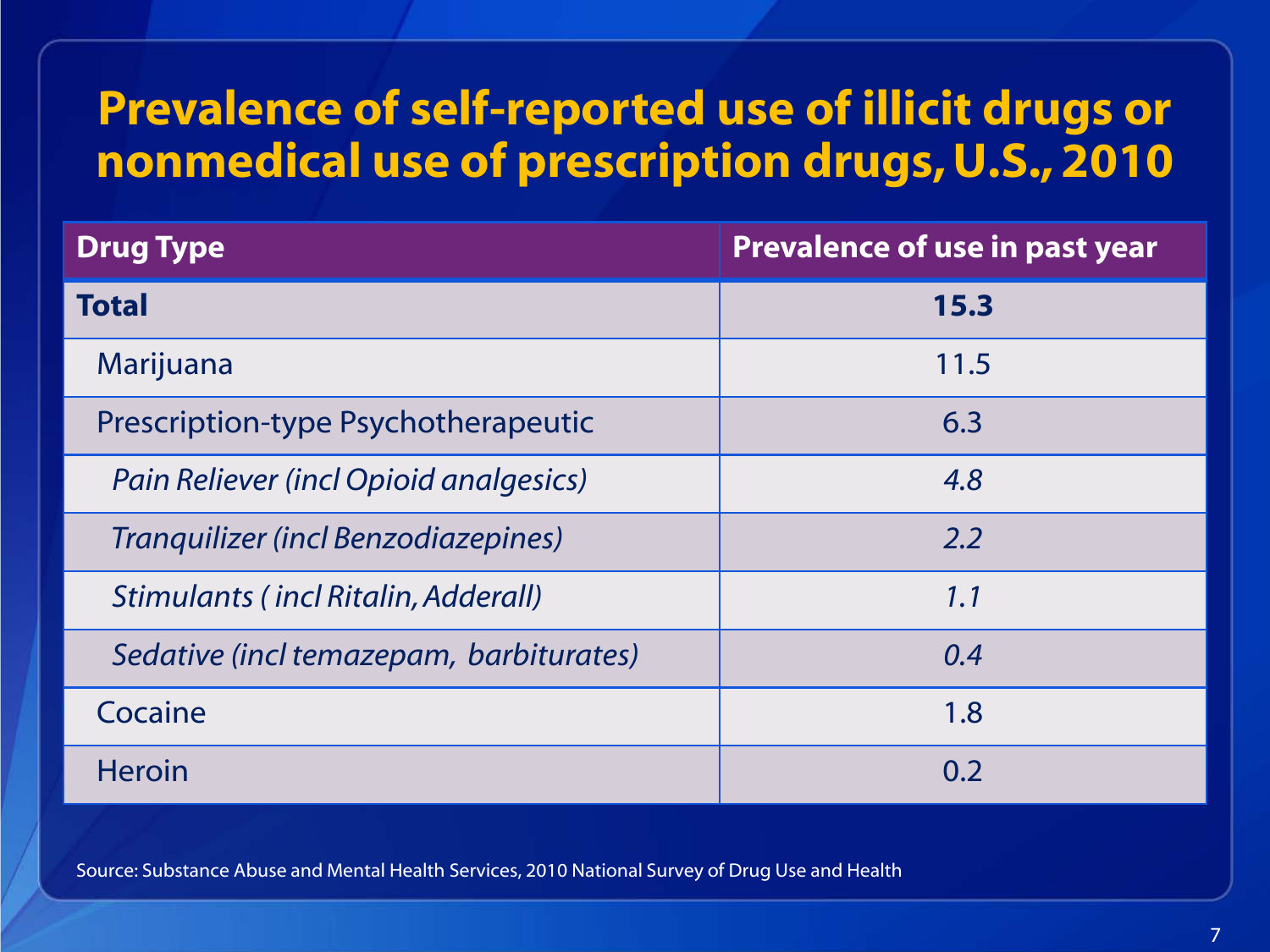# Prevalence of self-reported use of illicit drugs or nonmedical use of prescription drugs, U.S., 2010

| Drug Type | Prevalence of use in past year |
|---|---|
| **Total** | **15.3** |
| Marijuana | 11.5 |
| Prescription-type Psychotherapeutic | 6.3 |
| *Pain Reliever (incl Opioid analgesics)* | *4.8* |
| *Tranquilizer (incl Benzodiazepines)* | *2.2* |
| *Stimulants ( incl Ritalin, Adderall)* | *1.1* |
| *Sedative (incl temazepam, barbiturates)* | *0.4* |
| Cocaine | 1.8 |
| Heroin | 0.2 |

Source: Substance Abuse and Mental Health Services, 2010 National Survey of Drug Use and Health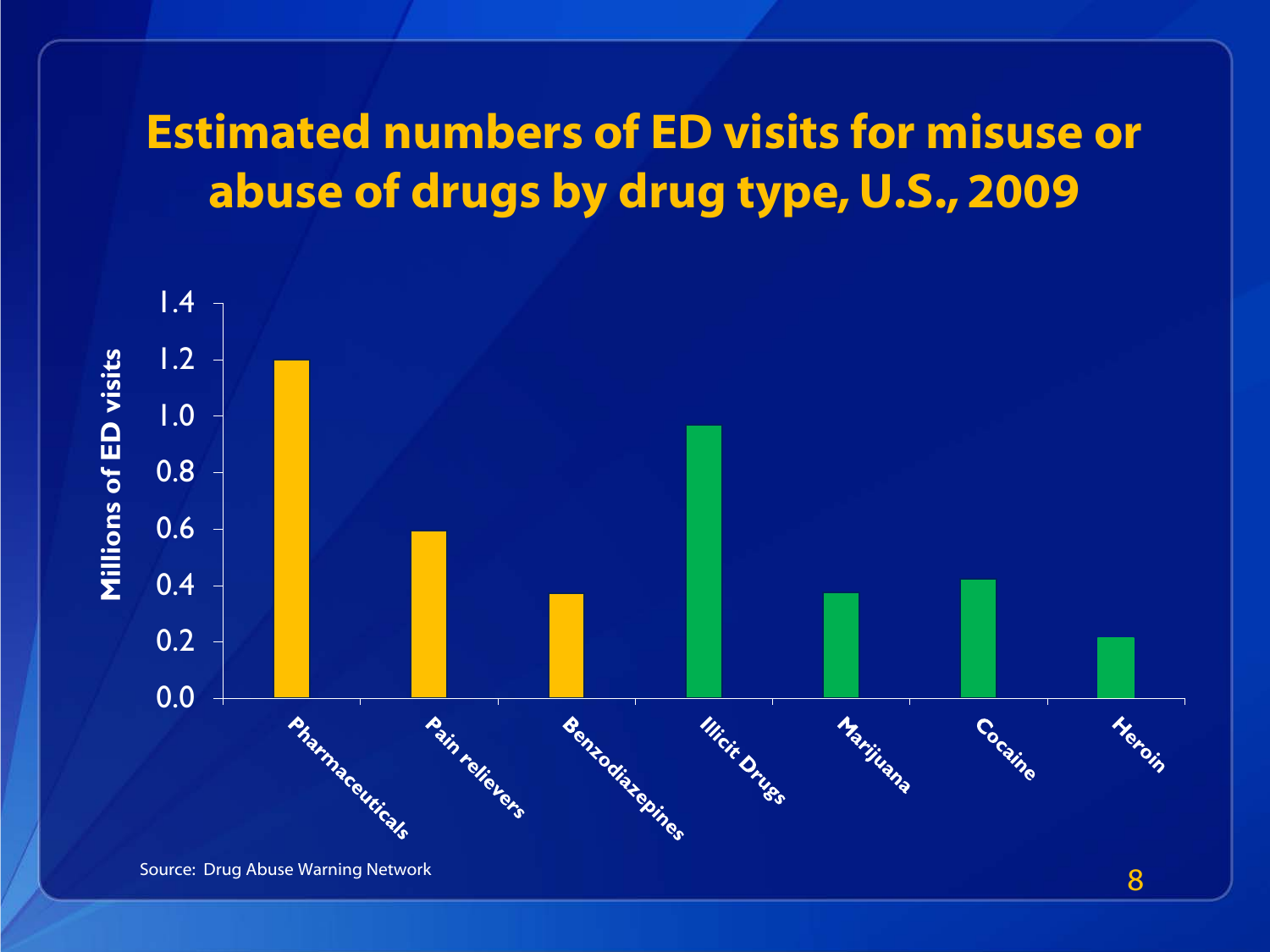# Estimated numbers of ED visits for misuse or abuse of drugs by drug type, U.S., 2009

Millions of ED visits

1.4
1.2
1.0
0.8
0.6
0.4
0.2
0.0

Pharmaceuticals
Pain relievers
Benzodiazepines
Illicit Drugs
Marijuana
Cocaine
Heroin

Source: Drug Abuse Warning Network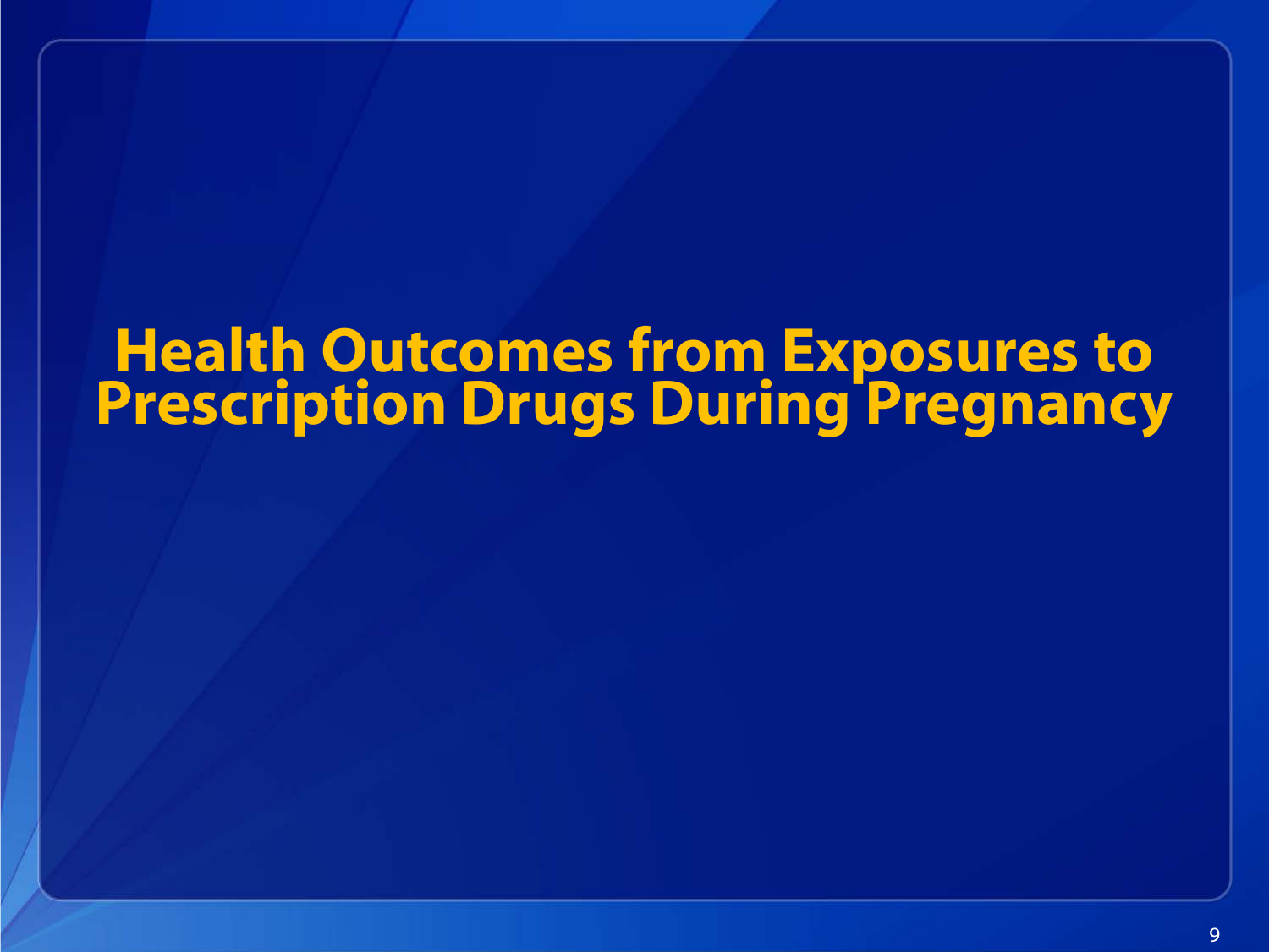# Health Outcomes from Exposures to Prescription Drugs During Pregnancy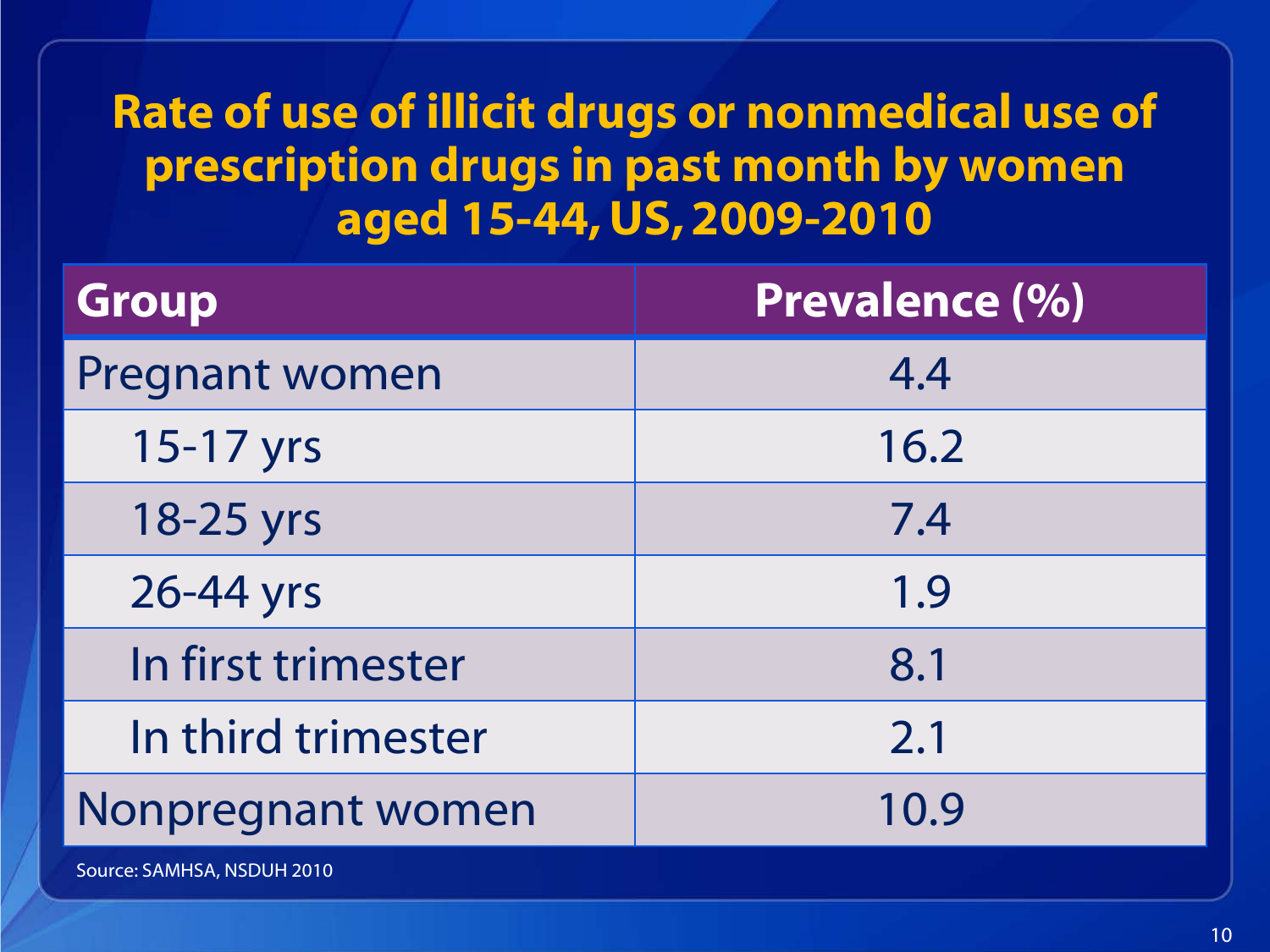# Rate of use of illicit drugs or nonmedical use of prescription drugs in past month by women aged 15-44, US, 2009-2010

| Group | Prevalence (%) |
| --- | --- |
| Pregnant women | 4.4 |
| 15-17 yrs | 16.2 |
| 18-25 yrs | 7.4 |
| 26-44 yrs | 1.9 |
| In first trimester | 8.1 |
| In third trimester | 2.1 |
| Nonpregnant women | 10.9 |

Source: SAMHSA, NSDUH 2010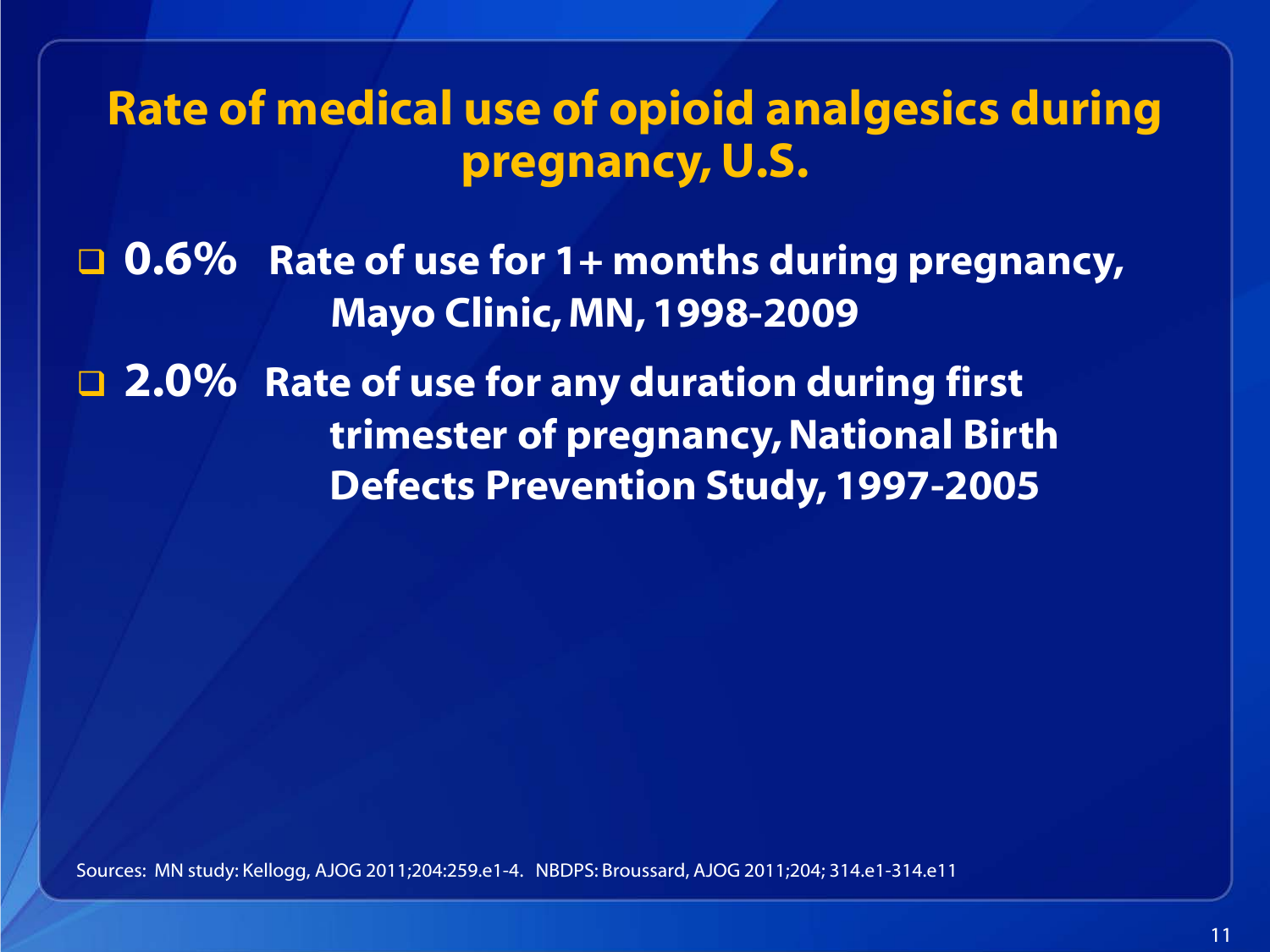# Rate of medical use of opioid analgesics during pregnancy, U.S.

- **0.6%** **Rate of use for 1+ months during pregnancy, Mayo Clinic, MN, 1998-2009**
- **2.0%** **Rate of use for any duration during first trimester of pregnancy, National Birth Defects Prevention Study, 1997-2005**

Sources: MN study: Kellogg, AJOG 2011;204:259.e1-4. NBDPS: Broussard, AJOG 2011;204; 314.e1-314.e11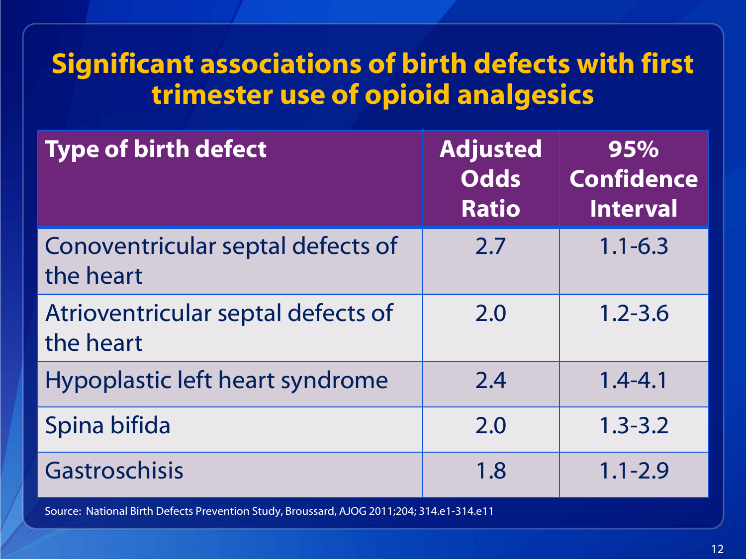# Significant associations of birth defects with first trimester use of opioid analgesics

| Type of birth defect | Adjusted Odds Ratio | 95% Confidence Interval |
|---|---|---|
| Conoventricular septal defects of the heart | 2.7 | 1.1-6.3 |
| Atrioventricular septal defects of the heart | 2.0 | 1.2-3.6 |
| Hypoplastic left heart syndrome | 2.4 | 1.4-4.1 |
| Spina bifida | 2.0 | 1.3-3.2 |
| Gastroschisis | 1.8 | 1.1-2.9 |

Source: National Birth Defects Prevention Study, Broussard, AJOG 2011;204; 314.e1-314.e11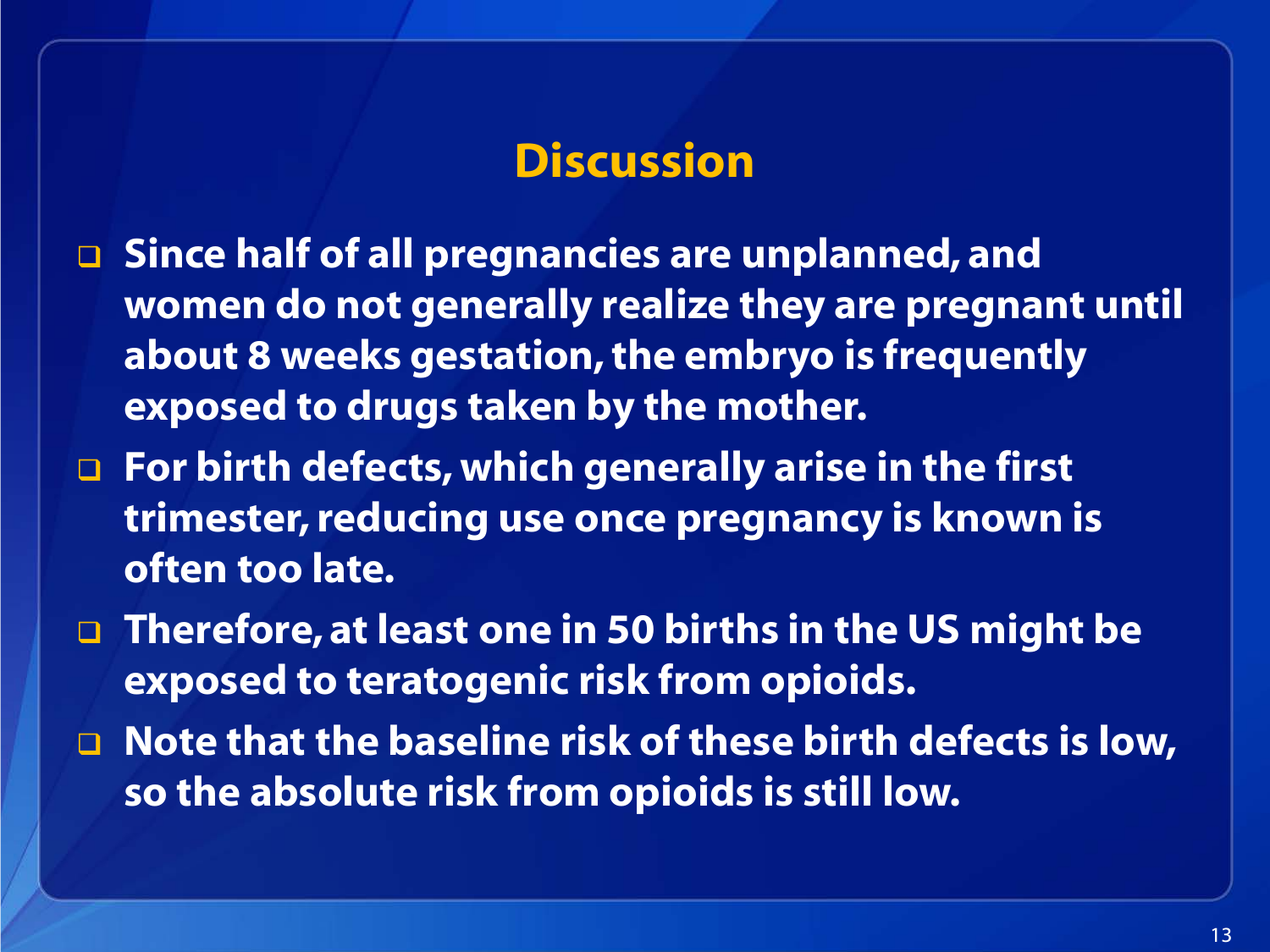# Discussion

- Since half of all pregnancies are unplanned, and women do not generally realize they are pregnant until about 8 weeks gestation, the embryo is frequently exposed to drugs taken by the mother.
- For birth defects, which generally arise in the first trimester, reducing use once pregnancy is known is often too late.
- Therefore, at least one in 50 births in the US might be exposed to teratogenic risk from opioids.
- Note that the baseline risk of these birth defects is low, so the absolute risk from opioids is still low.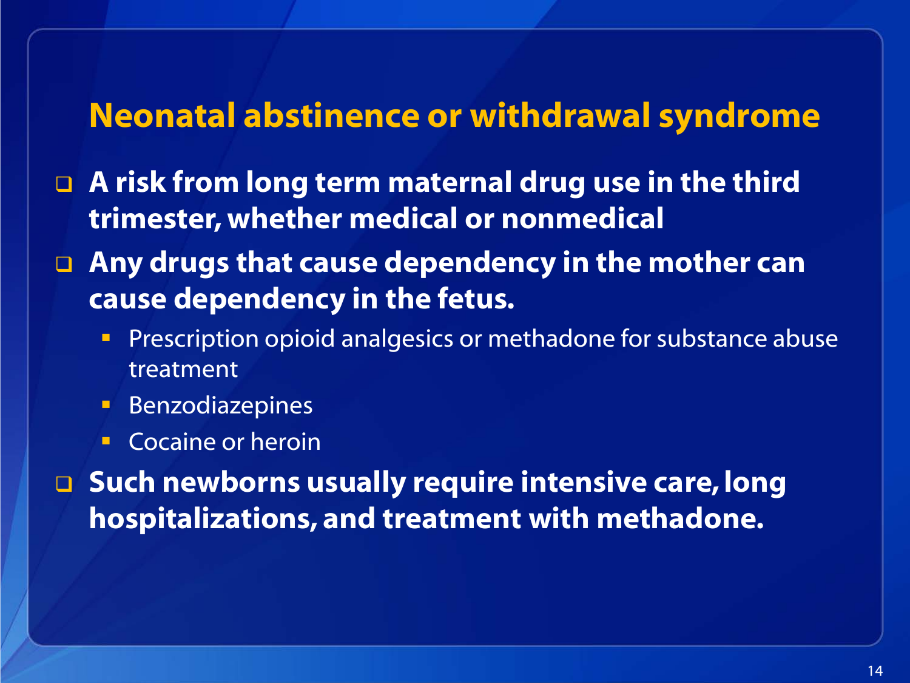## Neonatal abstinence or withdrawal syndrome

- **A risk from long term maternal drug use in the third trimester, whether medical or nonmedical**
- **Any drugs that cause dependency in the mother can cause dependency in the fetus.**
  - Prescription opioid analgesics or methadone for substance abuse treatment
  - Benzodiazepines
  - Cocaine or heroin
- **Such newborns usually require intensive care, long hospitalizations, and treatment with methadone.**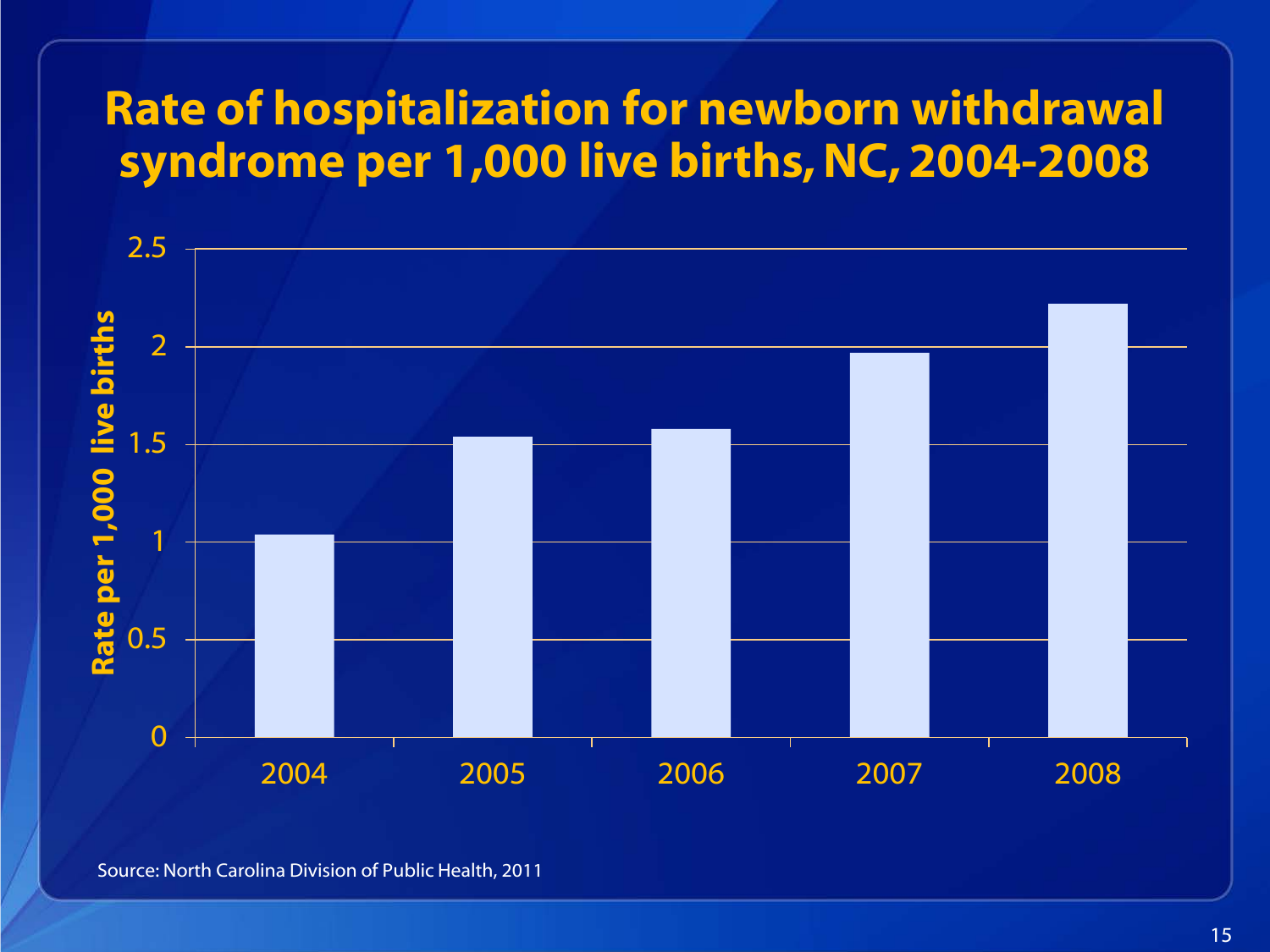# Rate of hospitalization for newborn withdrawal syndrome per 1,000 live births, NC, 2004-2008

Rate per 1,000 live births

2.5
2
1.5
1
0.5
0

2004 2005 2006 2007 2008

Source: North Carolina Division of Public Health, 2011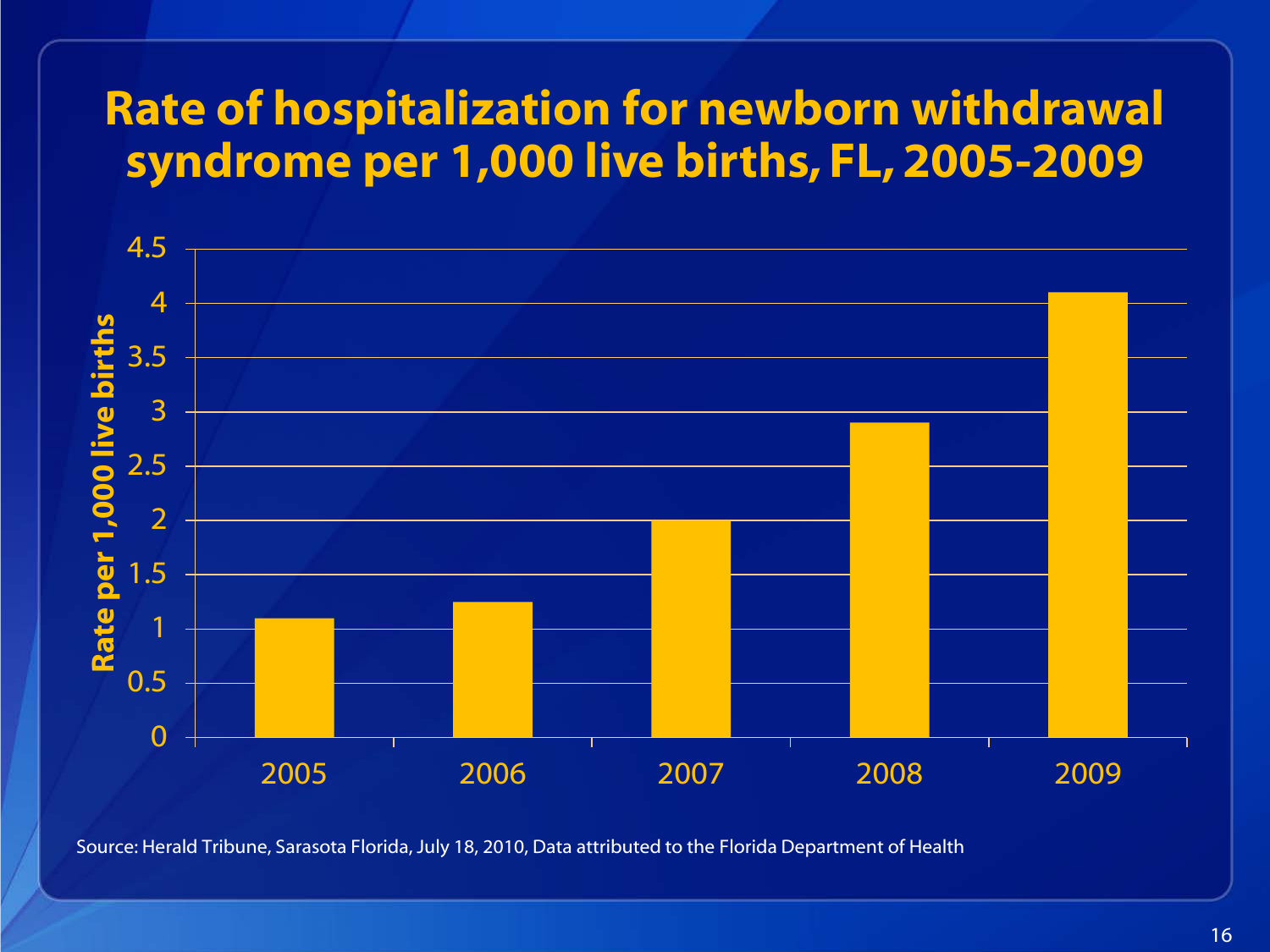# Rate of hospitalization for newborn withdrawal syndrome per 1,000 live births, FL, 2005-2009

| Year | Rate per 1,000 live births |
| --- | --- |
| 2005 | 1.1 |
| 2006 | 1.25 |
| 2007 | 2.0 |
| 2008 | 2.9 |
| 2009 | 4.1 |

Source: Herald Tribune, Sarasota Florida, July 18, 2010, Data attributed to the Florida Department of Health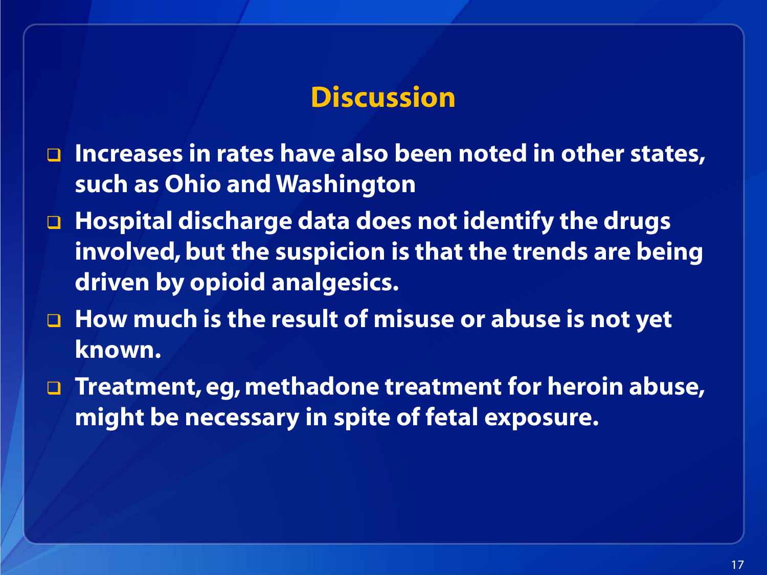## Discussion

- Increases in rates have also been noted in other states, such as Ohio and Washington
- Hospital discharge data does not identify the drugs involved, but the suspicion is that the trends are being driven by opioid analgesics.
- How much is the result of misuse or abuse is not yet known.
- Treatment, eg, methadone treatment for heroin abuse, might be necessary in spite of fetal exposure.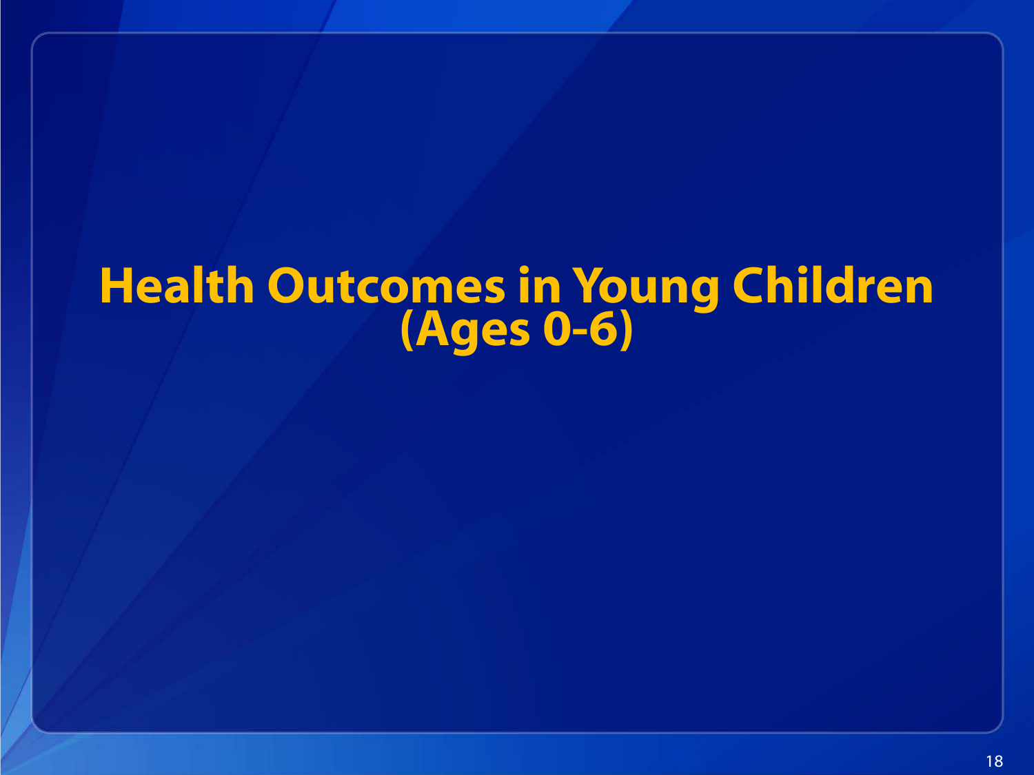# Health Outcomes in Young Children (Ages 0-6)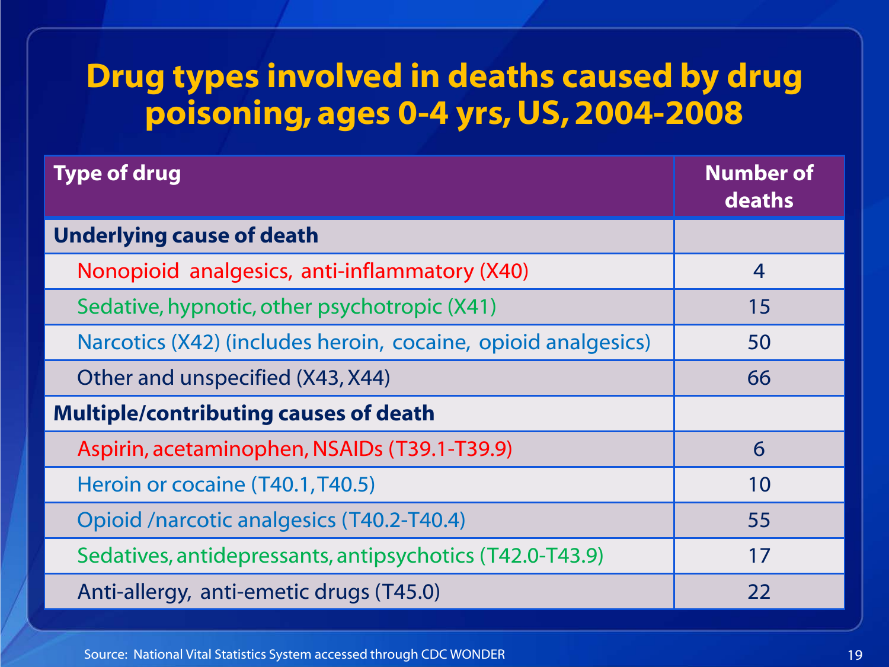# Drug types involved in deaths caused by drug poisoning, ages 0-4 yrs, US, 2004-2008

| Type of drug | Number of deaths |
|---|---|
| **Underlying cause of death** | |
| Nonopioid analgesics, anti-inflammatory (X40) | 4 |
| Sedative, hypnotic, other psychotropic (X41) | 15 |
| Narcotics (X42) (includes heroin, cocaine, opioid analgesics) | 50 |
| Other and unspecified (X43, X44) | 66 |
| **Multiple/contributing causes of death** | |
| Aspirin, acetaminophen, NSAIDs (T39.1-T39.9) | 6 |
| Heroin or cocaine (T40.1, T40.5) | 10 |
| Opioid /narcotic analgesics (T40.2-T40.4) | 55 |
| Sedatives, antidepressants, antipsychotics (T42.0-T43.9) | 17 |
| Anti-allergy, anti-emetic drugs (T45.0) | 22 |

Source: National Vital Statistics System accessed through CDC WONDER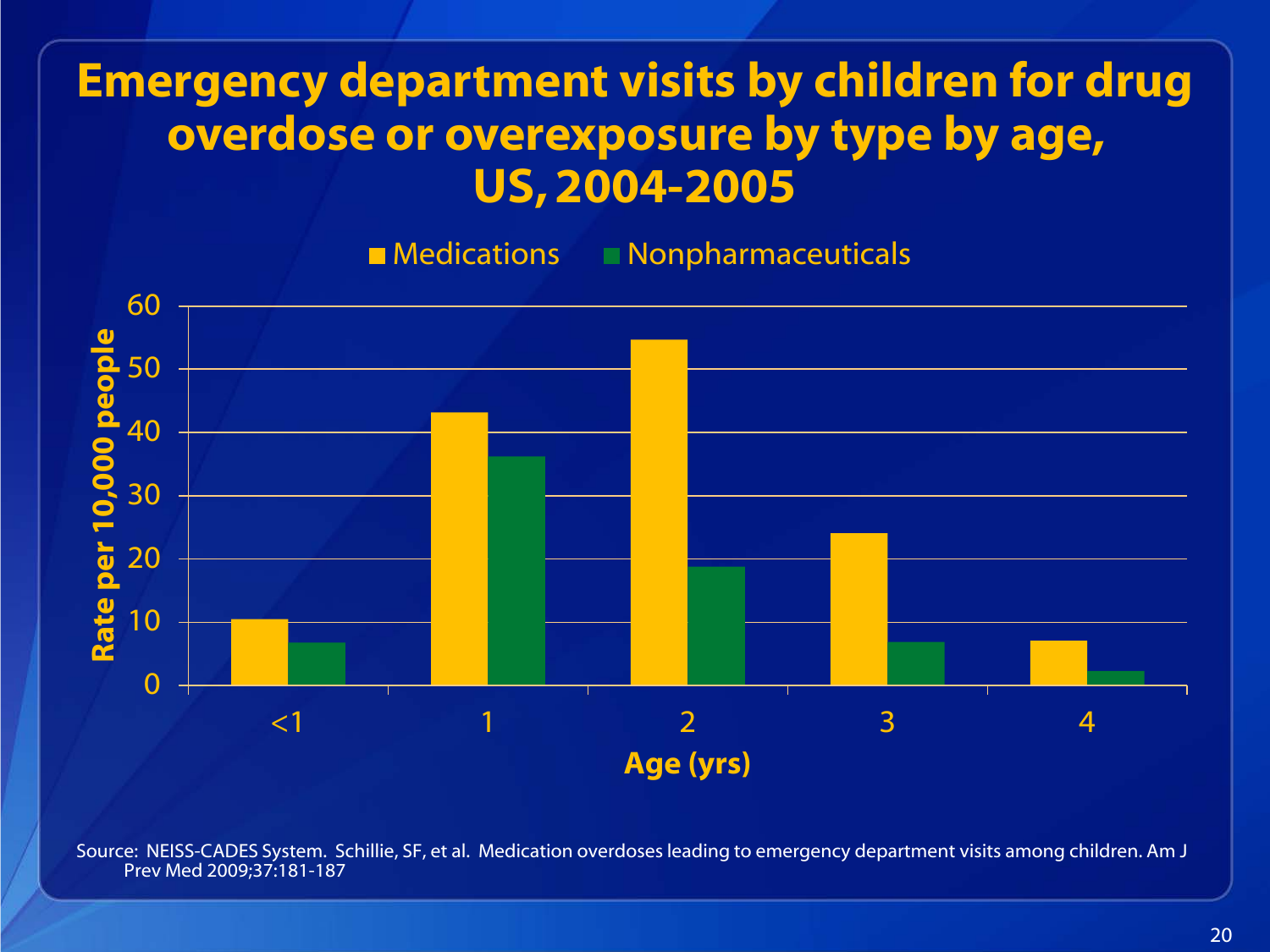# Emergency department visits by children for drug overdose or overexposure by type by age, US, 2004-2005

Source: NEISS-CADES System. Schillie, SF, et al. Medication overdoses leading to emergency department visits among children. Am J Prev Med 2009;37:181-187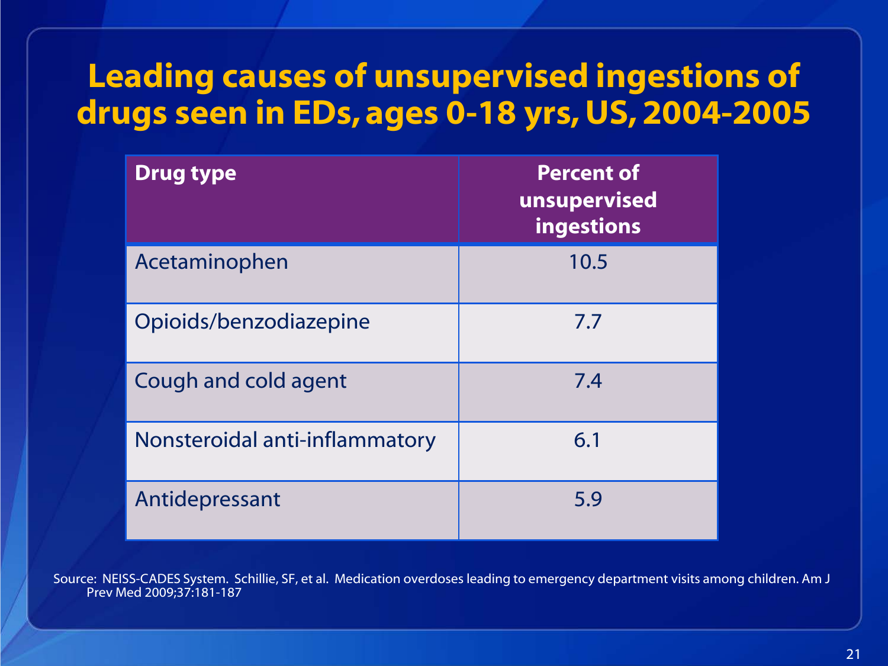# Leading causes of unsupervised ingestions of drugs seen in EDs, ages 0-18 yrs, US, 2004-2005

| Drug type | Percent of unsupervised ingestions |
|---|---|
| Acetaminophen | 10.5 |
| Opioids/benzodiazepine | 7.7 |
| Cough and cold agent | 7.4 |
| Nonsteroidal anti-inflammatory | 6.1 |
| Antidepressant | 5.9 |

Source: NEISS-CADES System. Schillie, SF, et al. Medication overdoses leading to emergency department visits among children. Am J Prev Med 2009;37:181-187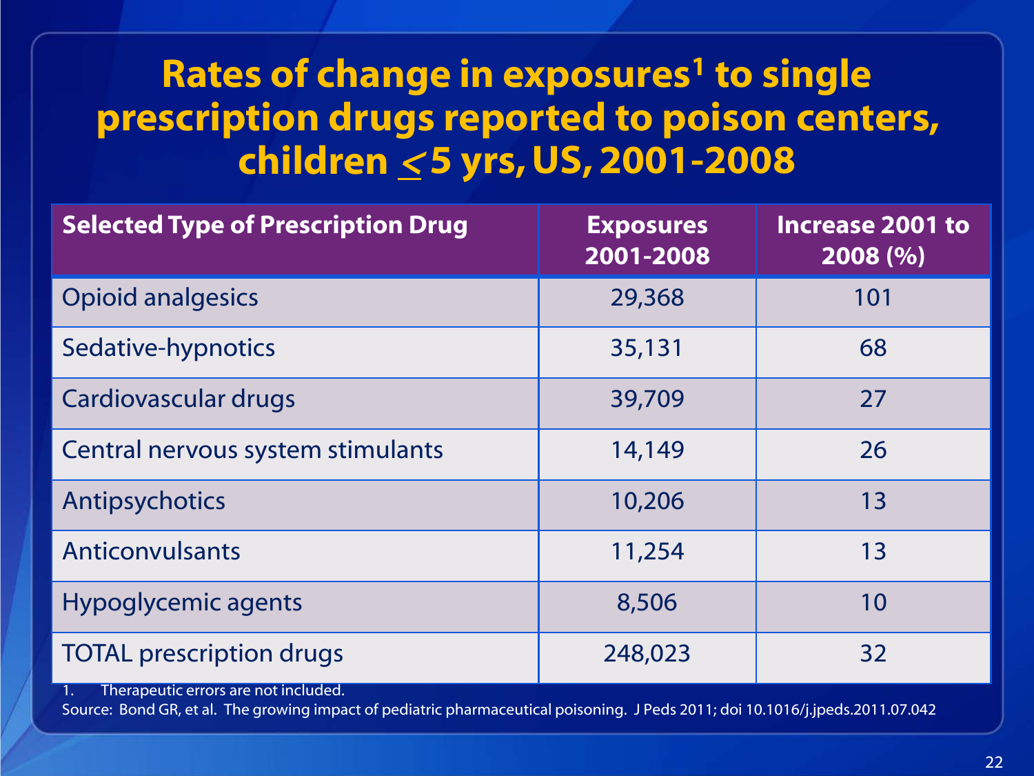# Rates of change in exposures[1] to single prescription drugs reported to poison centers, children ≤ 5 yrs, US, 2001-2008

| Selected Type of Prescription Drug | Exposures 2001-2008 | Increase 2001 to 2008 (%) |
|---|---|---|
| Opioid analgesics | 29,368 | 101 |
| Sedative-hypnotics | 35,131 | 68 |
| Cardiovascular drugs | 39,709 | 27 |
| Central nervous system stimulants | 14,149 | 26 |
| Antipsychotics | 10,206 | 13 |
| Anticonvulsants | 11,254 | 13 |
| Hypoglycemic agents | 8,506 | 10 |
| TOTAL prescription drugs | 248,023 | 32 |

1. Therapeutic errors are not included.

Source: Bond GR, et al. The growing impact of pediatric pharmaceutical poisoning. J Peds 2011; doi 10.1016/j.jpeds.2011.07.042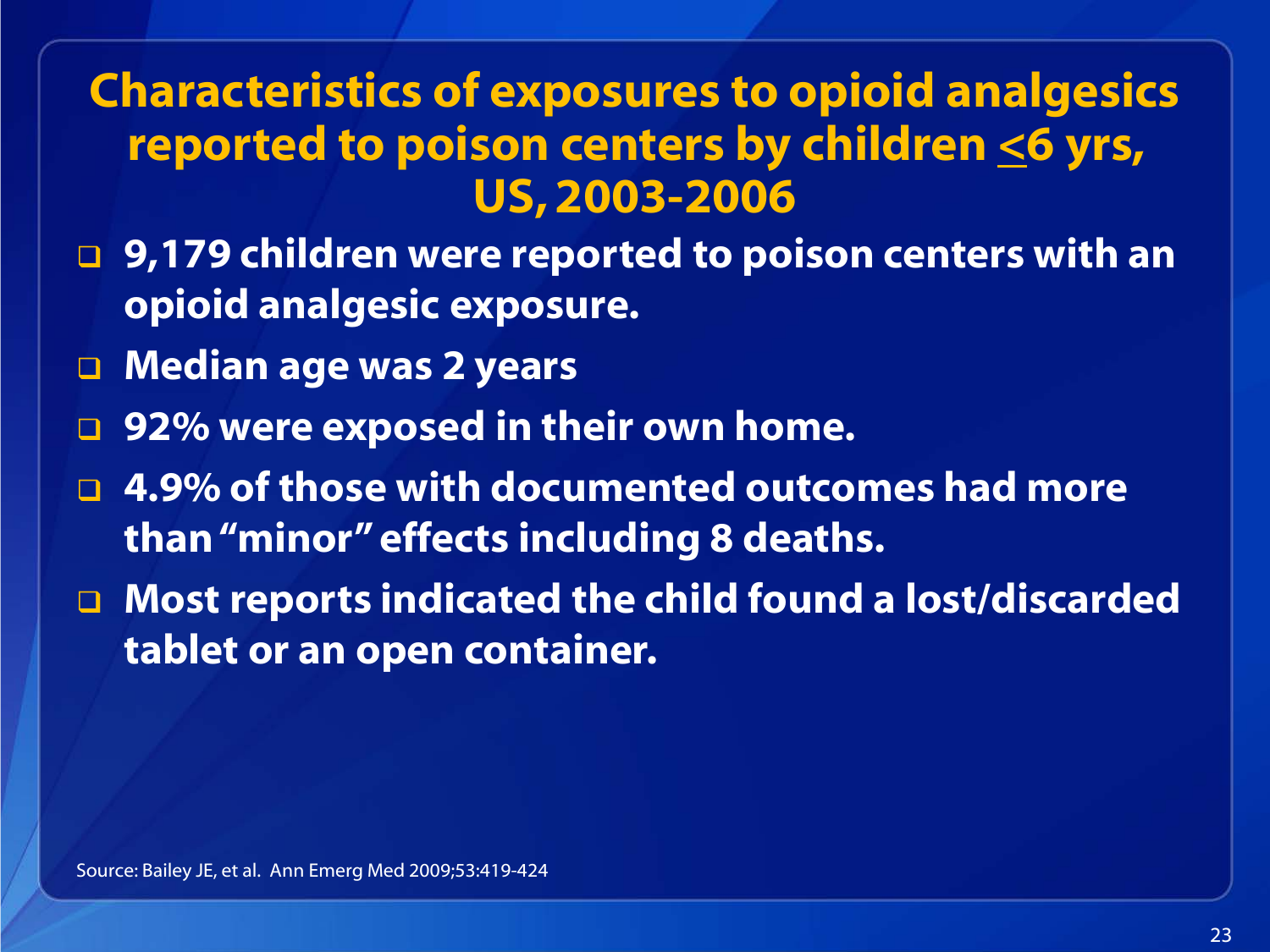# Characteristics of exposures to opioid analgesics reported to poison centers by children ≤6 yrs, US, 2003-2006

- **9,179 children were reported to poison centers with an opioid analgesic exposure.**
- **Median age was 2 years**
- **92% were exposed in their own home.**
- **4.9% of those with documented outcomes had more than "minor" effects including 8 deaths.**
- **Most reports indicated the child found a lost/discarded tablet or an open container.**

Source: Bailey JE, et al. Ann Emerg Med 2009;53:419-424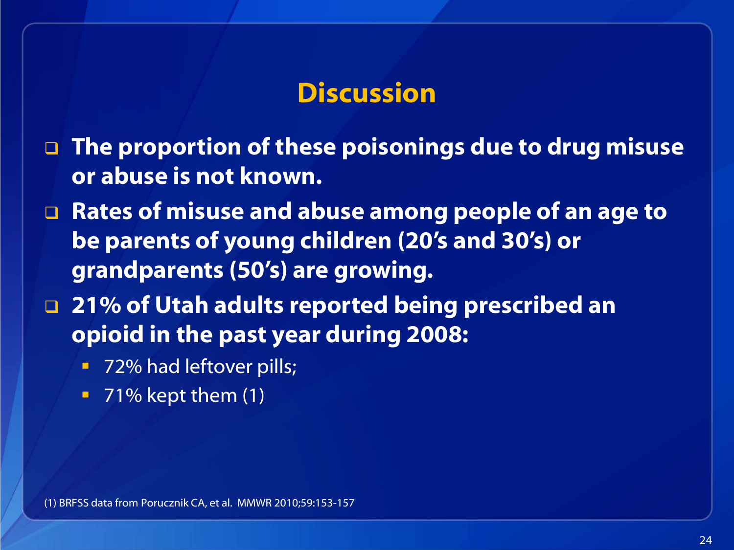# Discussion

- **The proportion of these poisonings due to drug misuse or abuse is not known.**
- **Rates of misuse and abuse among people of an age to be parents of young children (20's and 30's) or grandparents (50's) are growing.**
- **21% of Utah adults reported being prescribed an opioid in the past year during 2008:**
  - 72% had leftover pills;
  - 71% kept them (1)

(1) BRFSS data from Porucznik CA, et al. MMWR 2010;59:153-157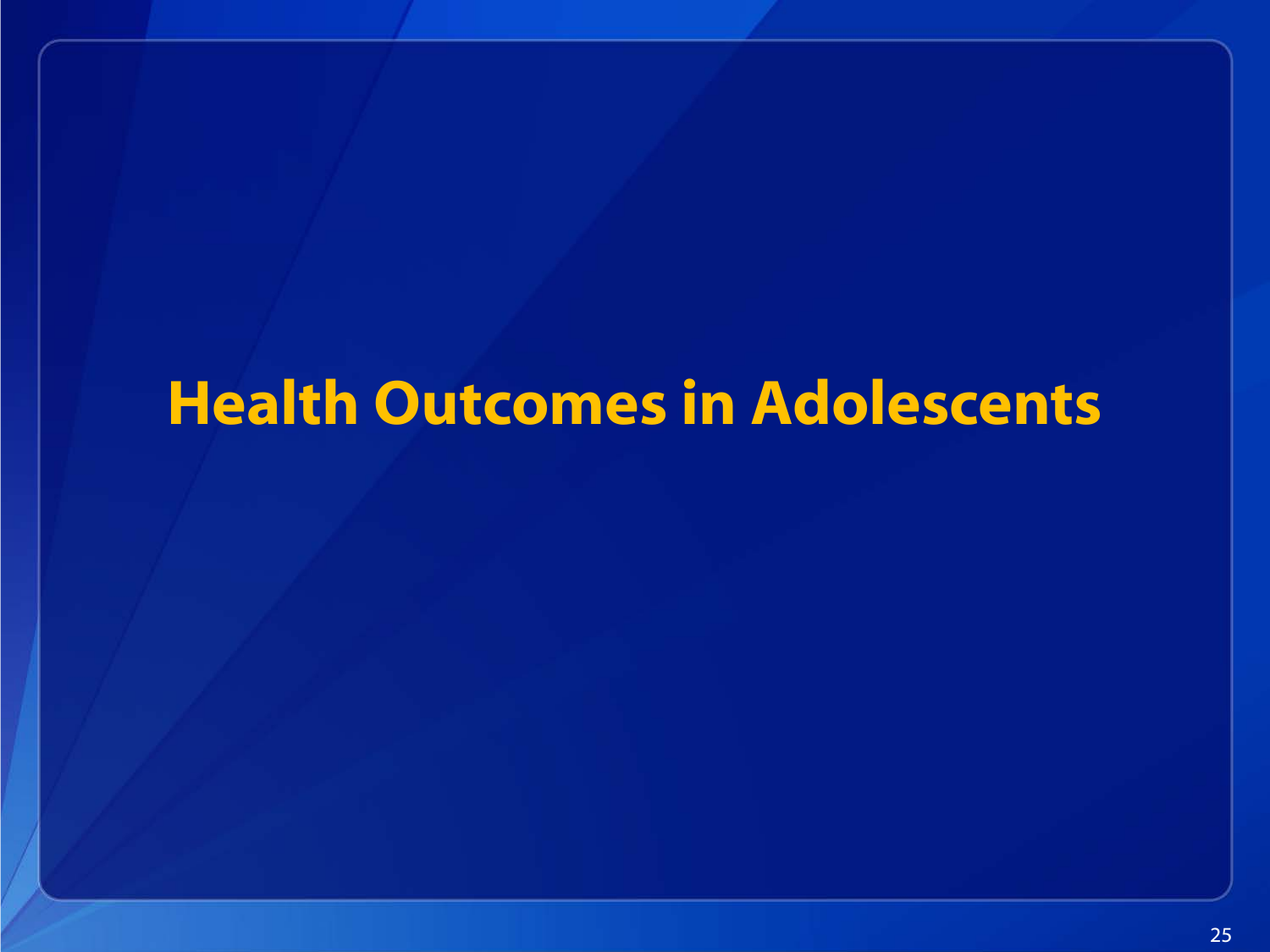# Health Outcomes in Adolescents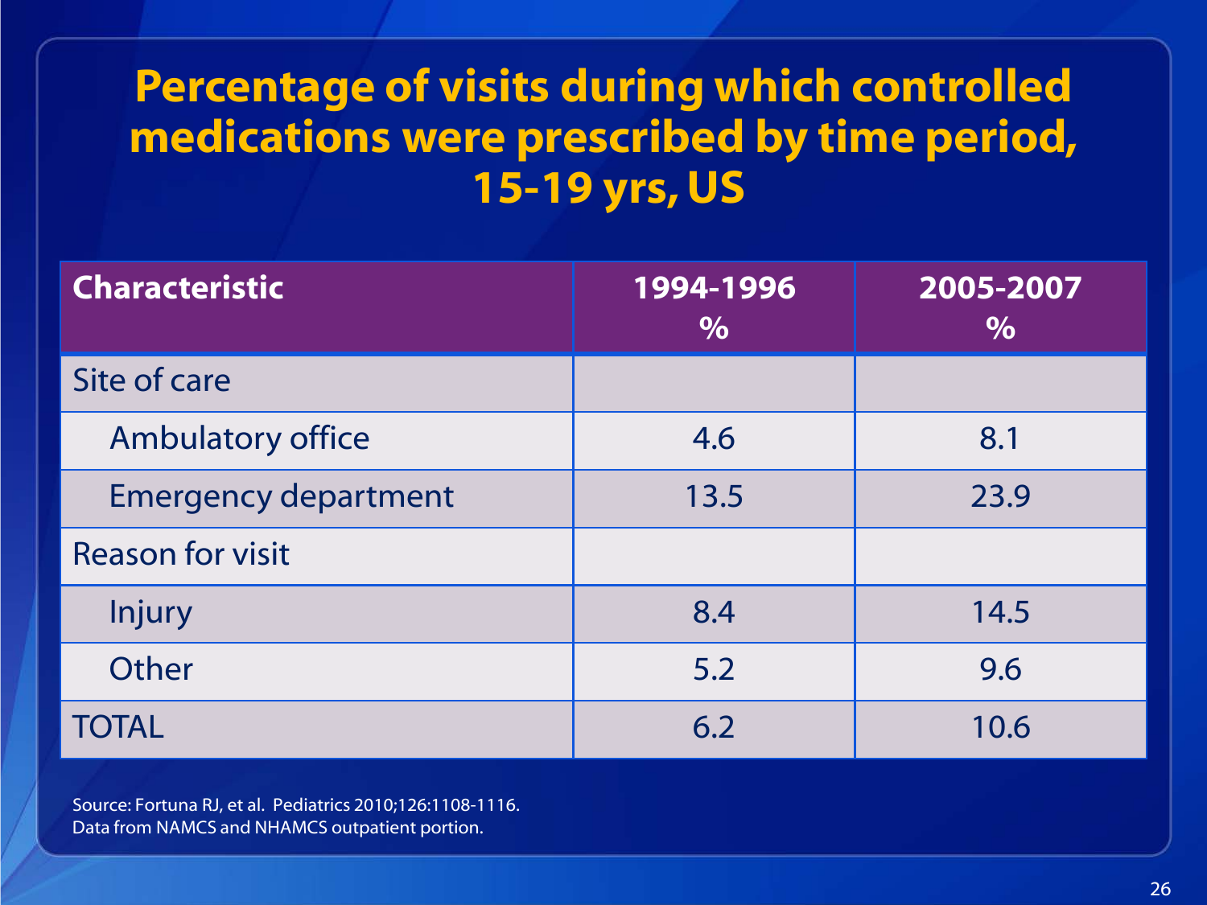# Percentage of visits during which controlled medications were prescribed by time period, 15-19 yrs, US

| Characteristic | 1994-1996 % | 2005-2007 % |
|---|---|---|
| Site of care | | |
| Ambulatory office | 4.6 | 8.1 |
| Emergency department | 13.5 | 23.9 |
| Reason for visit | | |
| Injury | 8.4 | 14.5 |
| Other | 5.2 | 9.6 |
| TOTAL | 6.2 | 10.6 |

Source: Fortuna RJ, et al. Pediatrics 2010;126:1108-1116.
Data from NAMCS and NHAMCS outpatient portion.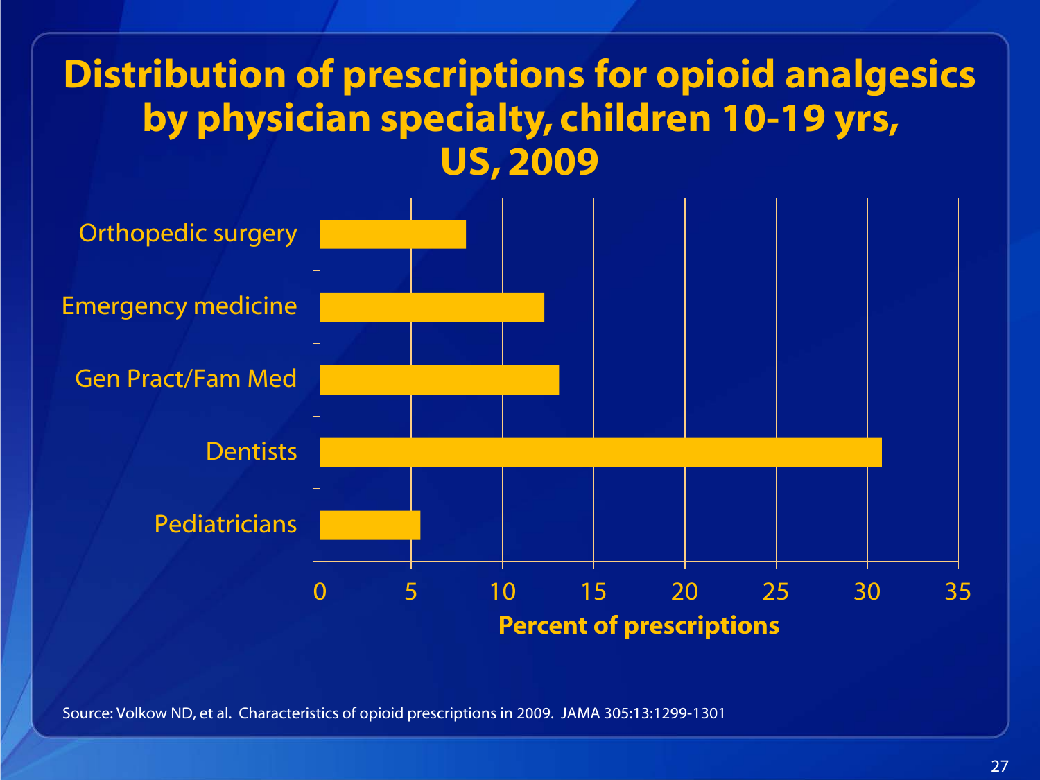# Distribution of prescriptions for opioid analgesics by physician specialty, children 10-19 yrs, US, 2009

Orthopedic surgery

Emergency medicine

Gen Pract/Fam Med

Dentists

Pediatricians

0 5 10 15 20 25 30 35

**Percent of prescriptions**

Source: Volkow ND, et al. Characteristics of opioid prescriptions in 2009. JAMA 305:13:1299-1301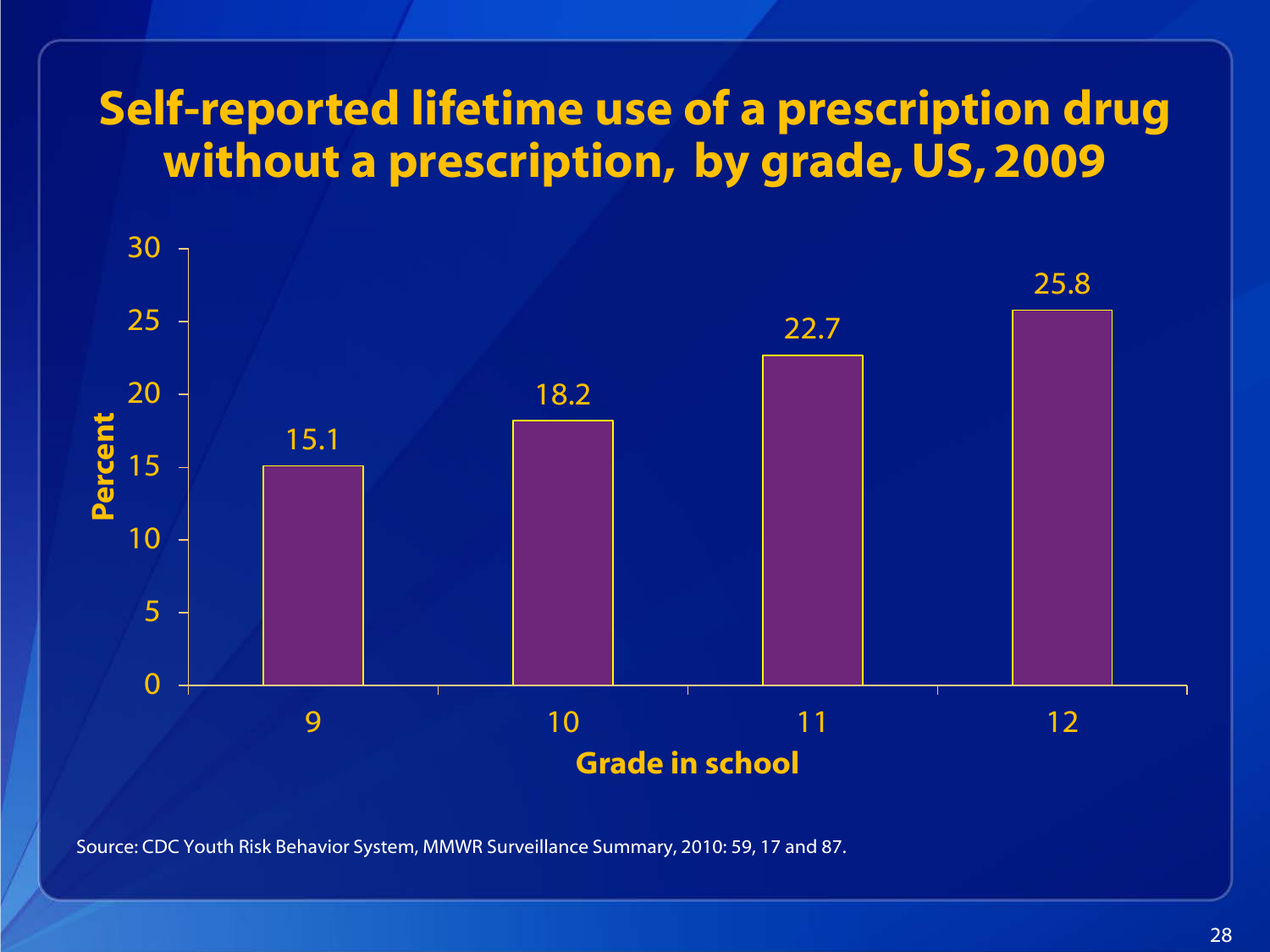# Self-reported lifetime use of a prescription drug without a prescription, by grade, US, 2009

| Grade in school | Percent |
|---|---|
| 9 | 15.1 |
| 10 | 18.2 |
| 11 | 22.7 |
| 12 | 25.8 |

Source: CDC Youth Risk Behavior System, MMWR Surveillance Summary, 2010: 59, 17 and 87.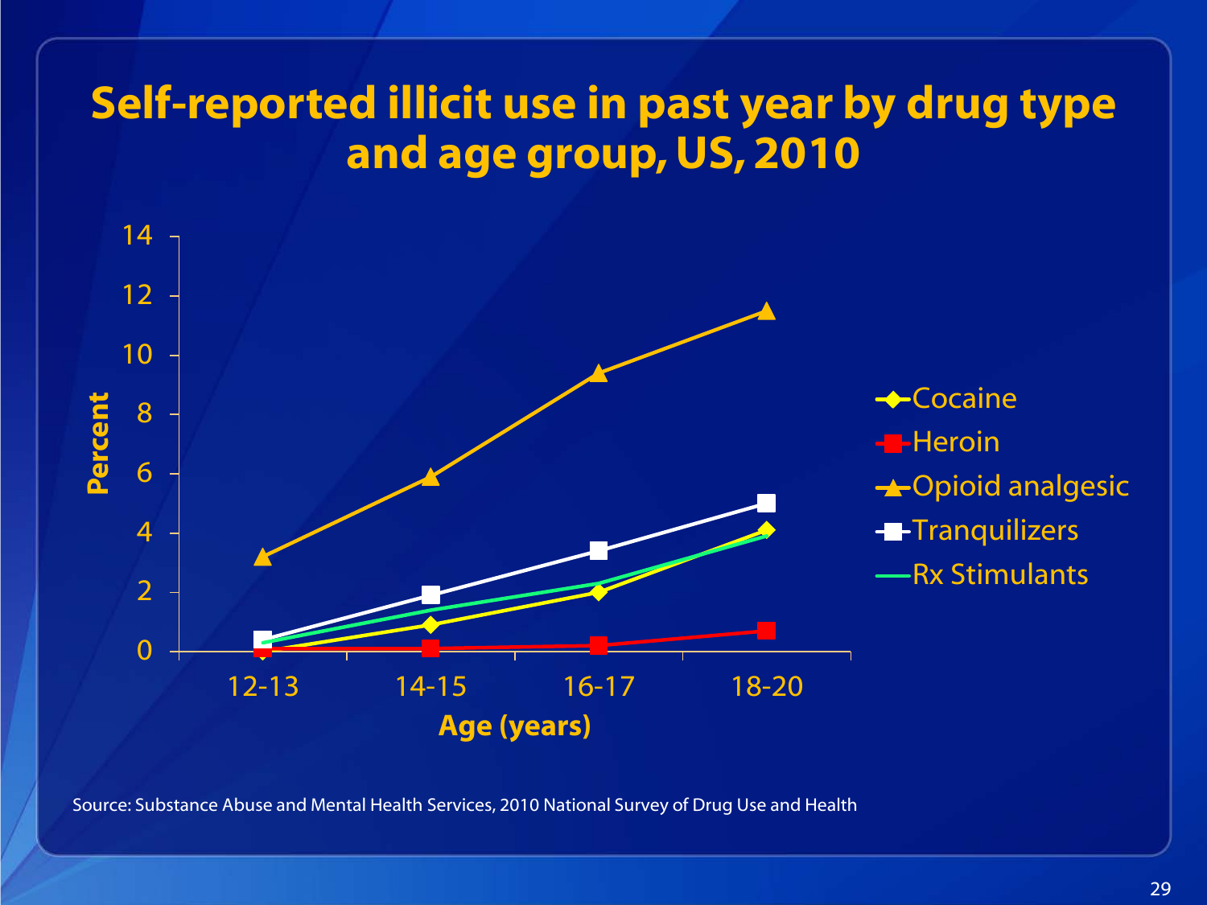# Self-reported illicit use in past year by drug type and age group, US, 2010

Source: Substance Abuse and Mental Health Services, 2010 National Survey of Drug Use and Health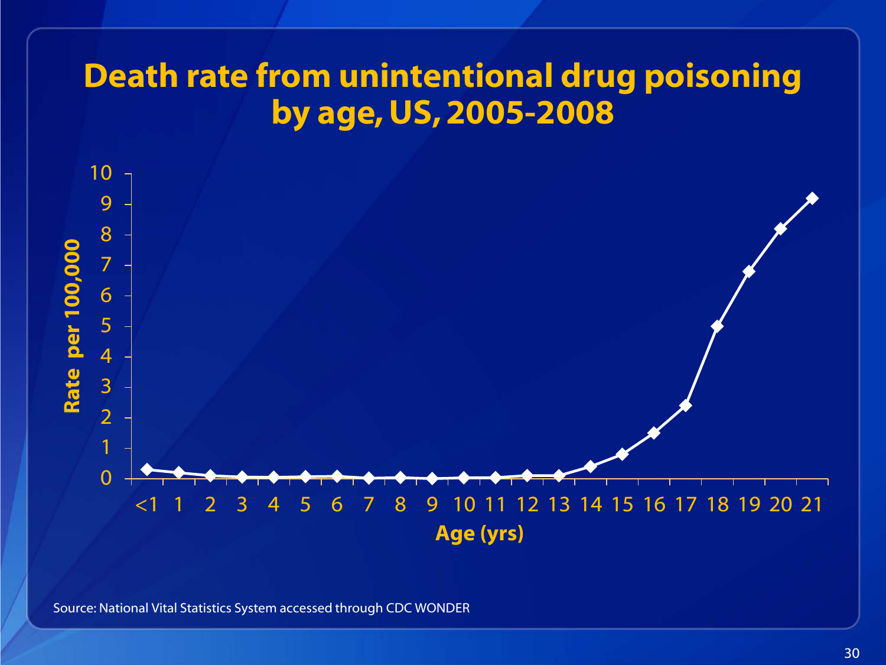# Death rate from unintentional drug poisoning by age, US, 2005-2008

Source: National Vital Statistics System accessed through CDC WONDER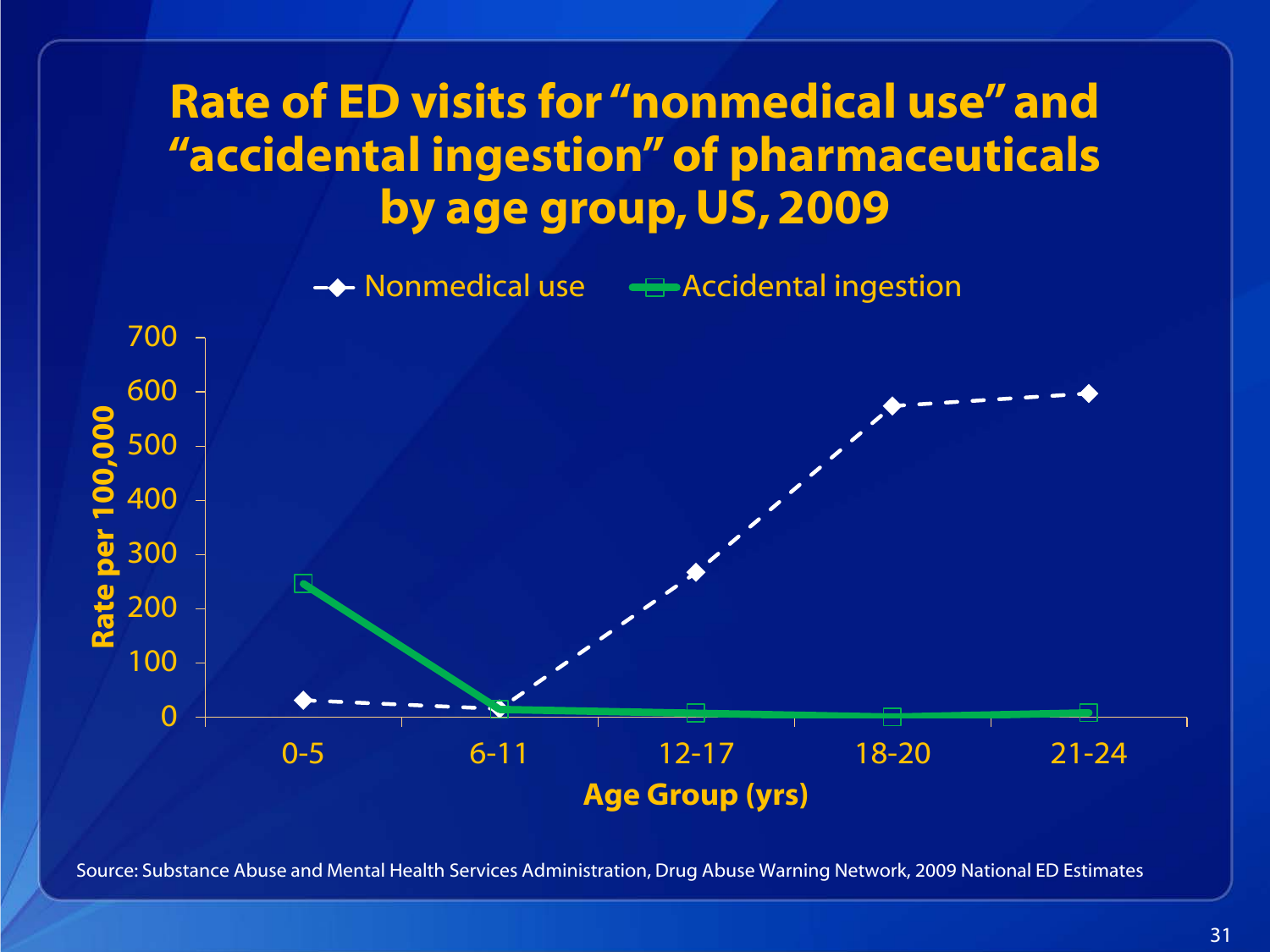# Rate of ED visits for "nonmedical use" and "accidental ingestion" of pharmaceuticals by age group, US, 2009

Nonmedical use — Accidental ingestion

Rate per 100,000

700
600
500
400
300
200
100
0

0-5 | 6-11 | 12-17 | 18-20 | 21-24

Age Group (yrs)

Source: Substance Abuse and Mental Health Services Administration, Drug Abuse Warning Network, 2009 National ED Estimates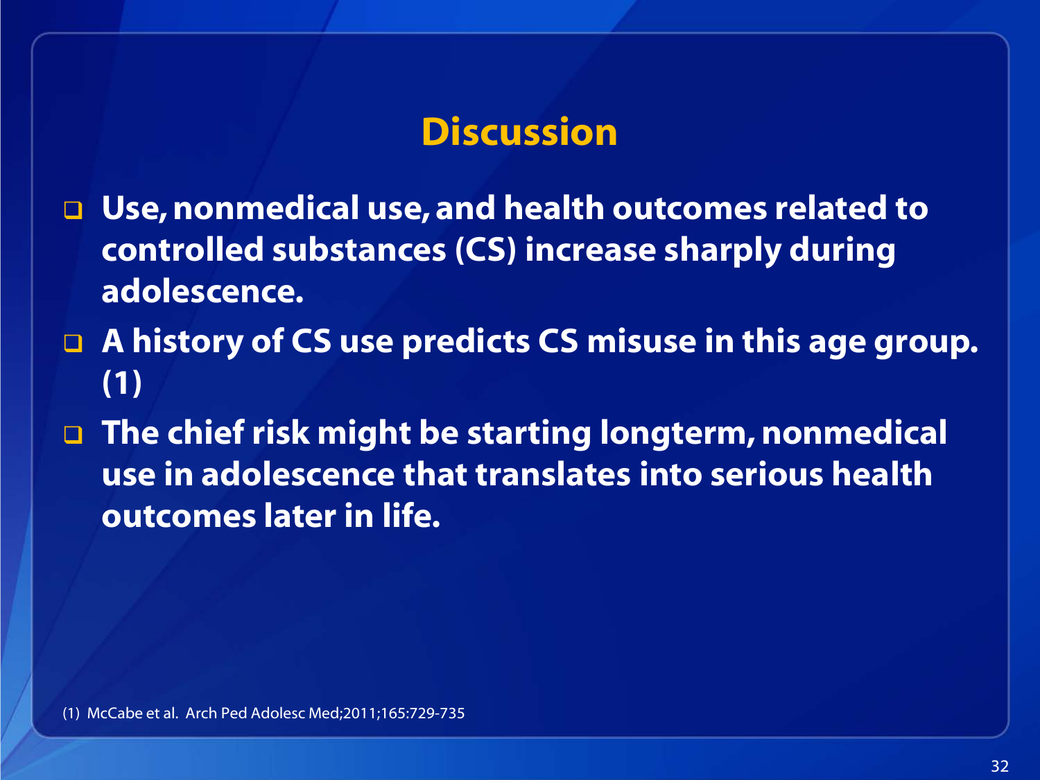# Discussion

- **Use, nonmedical use, and health outcomes related to controlled substances (CS) increase sharply during adolescence.**
- **A history of CS use predicts CS misuse in this age group. (1)**
- **The chief risk might be starting longterm, nonmedical use in adolescence that translates into serious health outcomes later in life.**

(1) McCabe et al. Arch Ped Adolesc Med;2011;165:729-735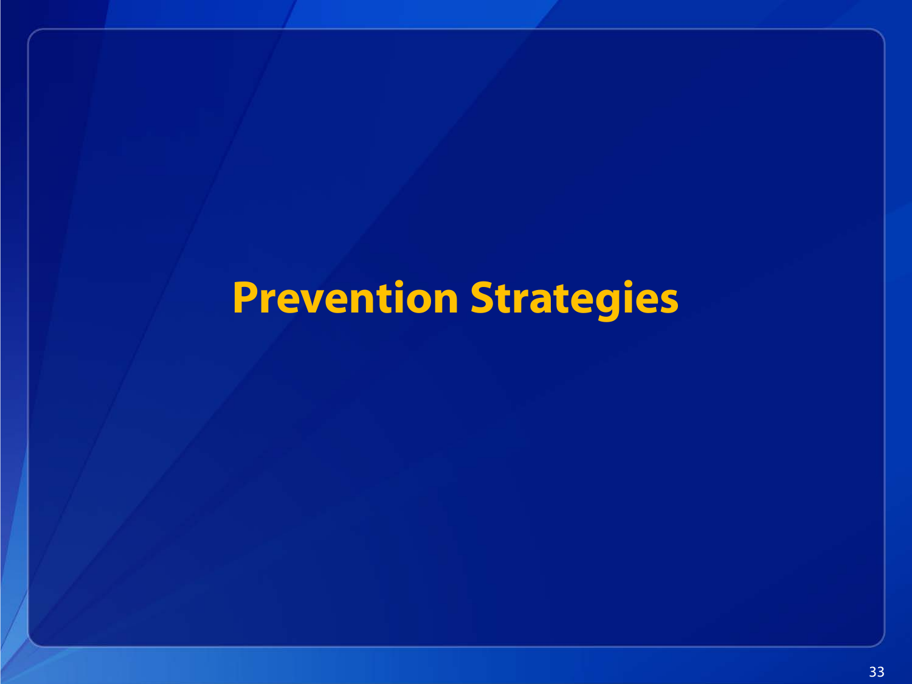# Prevention Strategies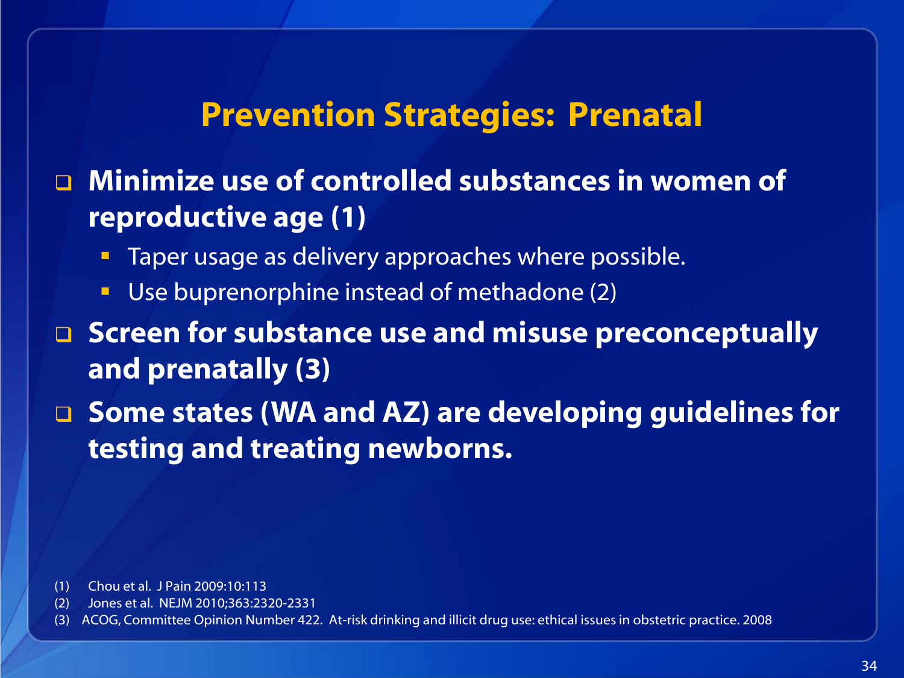# Prevention Strategies: Prenatal

- **Minimize use of controlled substances in women of reproductive age (1)**
  - Taper usage as delivery approaches where possible.
  - Use buprenorphine instead of methadone (2)
- **Screen for substance use and misuse preconceptually and prenatally (3)**
- **Some states (WA and AZ) are developing guidelines for testing and treating newborns.**

(1) Chou et al. J Pain 2009:10:113
(2) Jones et al. NEJM 2010;363:2320-2331
(3) ACOG, Committee Opinion Number 422. At-risk drinking and illicit drug use: ethical issues in obstetric practice. 2008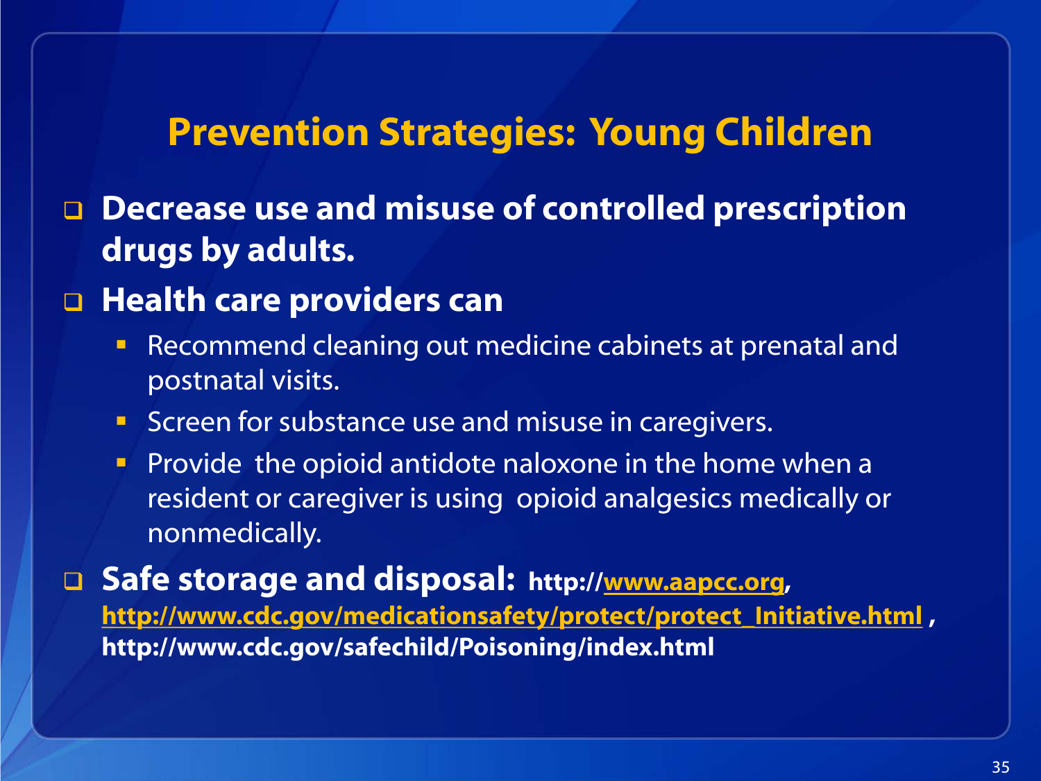# Prevention Strategies: Young Children

- **Decrease use and misuse of controlled prescription drugs by adults.**
- **Health care providers can**
  - Recommend cleaning out medicine cabinets at prenatal and postnatal visits.
  - Screen for substance use and misuse in caregivers.
  - Provide the opioid antidote naloxone in the home when a resident or caregiver is using opioid analgesics medically or nonmedically.
- **Safe storage and disposal:** **http://www.aapcc.org, http://www.cdc.gov/medicationsafety/protect/protect_Initiative.html , http://www.cdc.gov/safechild/Poisoning/index.html**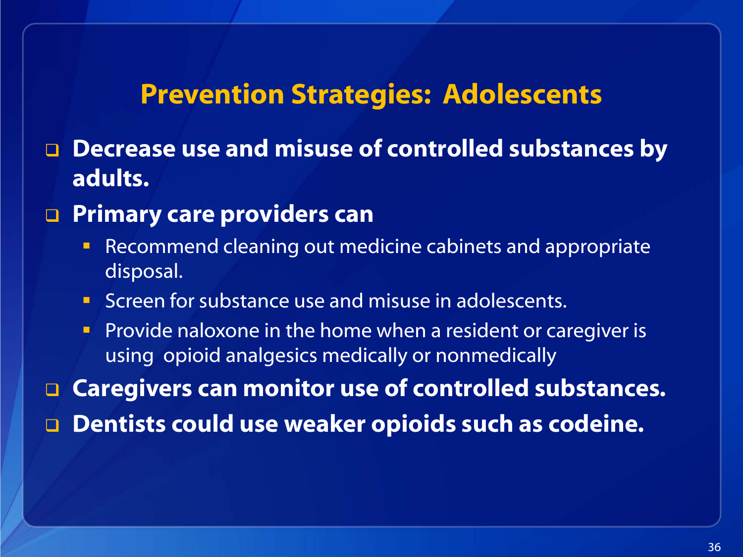# Prevention Strategies: Adolescents

- **Decrease use and misuse of controlled substances by adults.**
- **Primary care providers can**
  - Recommend cleaning out medicine cabinets and appropriate disposal.
  - Screen for substance use and misuse in adolescents.
  - Provide naloxone in the home when a resident or caregiver is using opioid analgesics medically or nonmedically
- **Caregivers can monitor use of controlled substances.**
- **Dentists could use weaker opioids such as codeine.**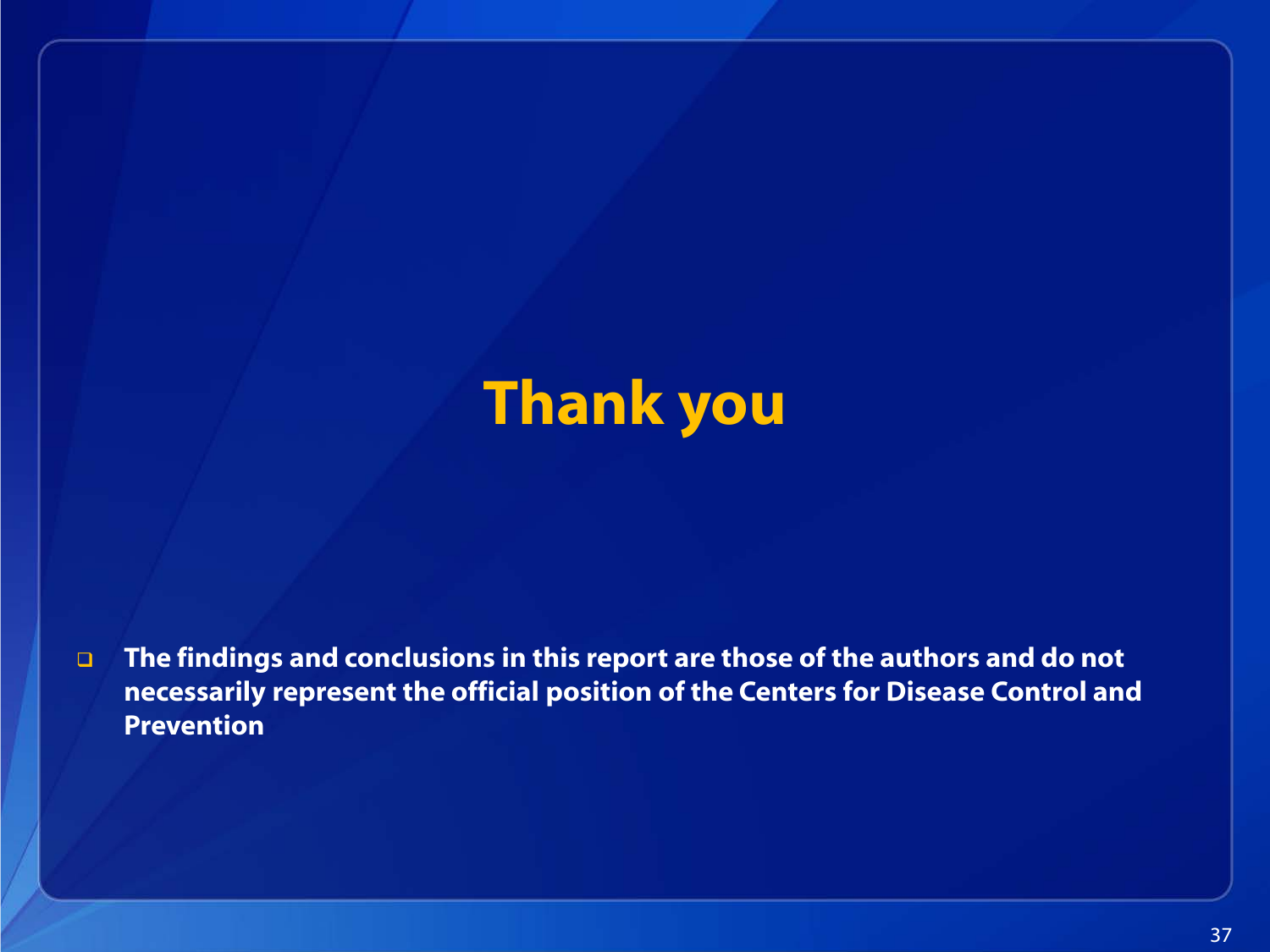# Thank you

- **The findings and conclusions in this report are those of the authors and do not necessarily represent the official position of the Centers for Disease Control and Prevention**